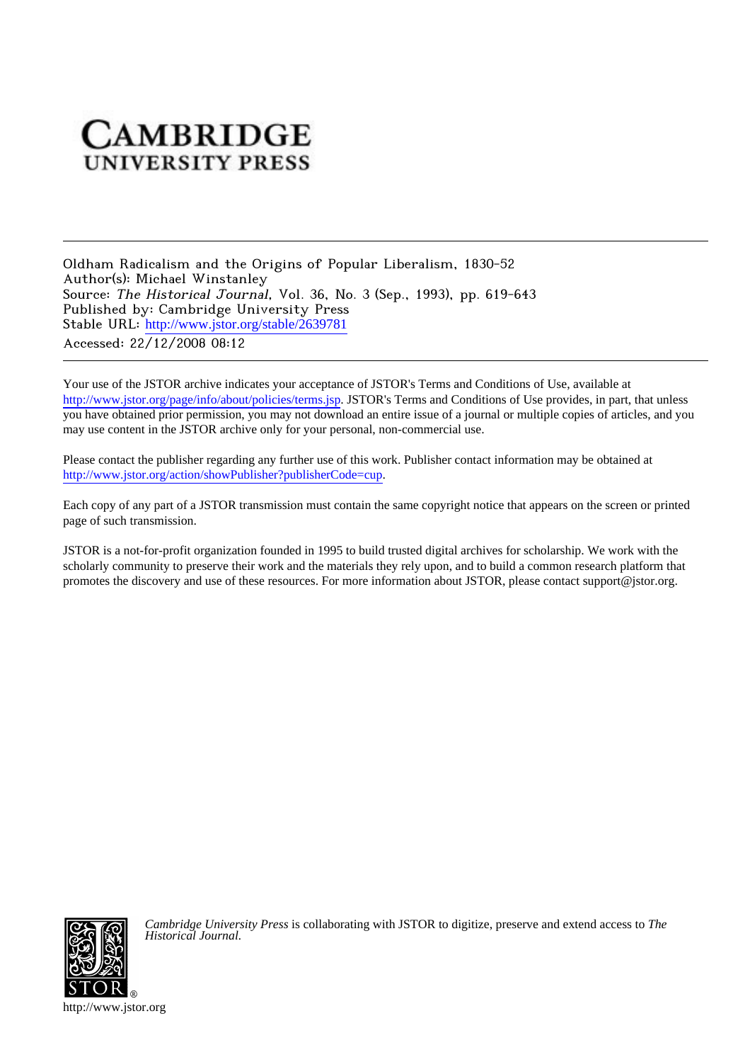# CAMBRIDGE UNIVERSITY PRESS

Oldham Radicalism and the Origins of Popular Liberalism, 1830-52
Author(s): Michael Winstanley
Source: *The Historical Journal*, Vol. 36, No. 3 (Sep., 1993), pp. 619-643
Published by: Cambridge University Press
Stable URL: http://www.jstor.org/stable/2639781
Accessed: 22/12/2008 08:12

---

Your use of the JSTOR archive indicates your acceptance of JSTOR's Terms and Conditions of Use, available at http://www.jstor.org/page/info/about/policies/terms.jsp. JSTOR's Terms and Conditions of Use provides, in part, that unless you have obtained prior permission, you may not download an entire issue of a journal or multiple copies of articles, and you may use content in the JSTOR archive only for your personal, non-commercial use.

Please contact the publisher regarding any further use of this work. Publisher contact information may be obtained at http://www.jstor.org/action/showPublisher?publisherCode=cup.

Each copy of any part of a JSTOR transmission must contain the same copyright notice that appears on the screen or printed page of such transmission.

JSTOR is a not-for-profit organization founded in 1995 to build trusted digital archives for scholarship. We work with the scholarly community to preserve their work and the materials they rely upon, and to build a common research platform that promotes the discovery and use of these resources. For more information about JSTOR, please contact support@jstor.org.

*Cambridge University Press* is collaborating with JSTOR to digitize, preserve and extend access to *The Historical Journal.*

http://www.jstor.org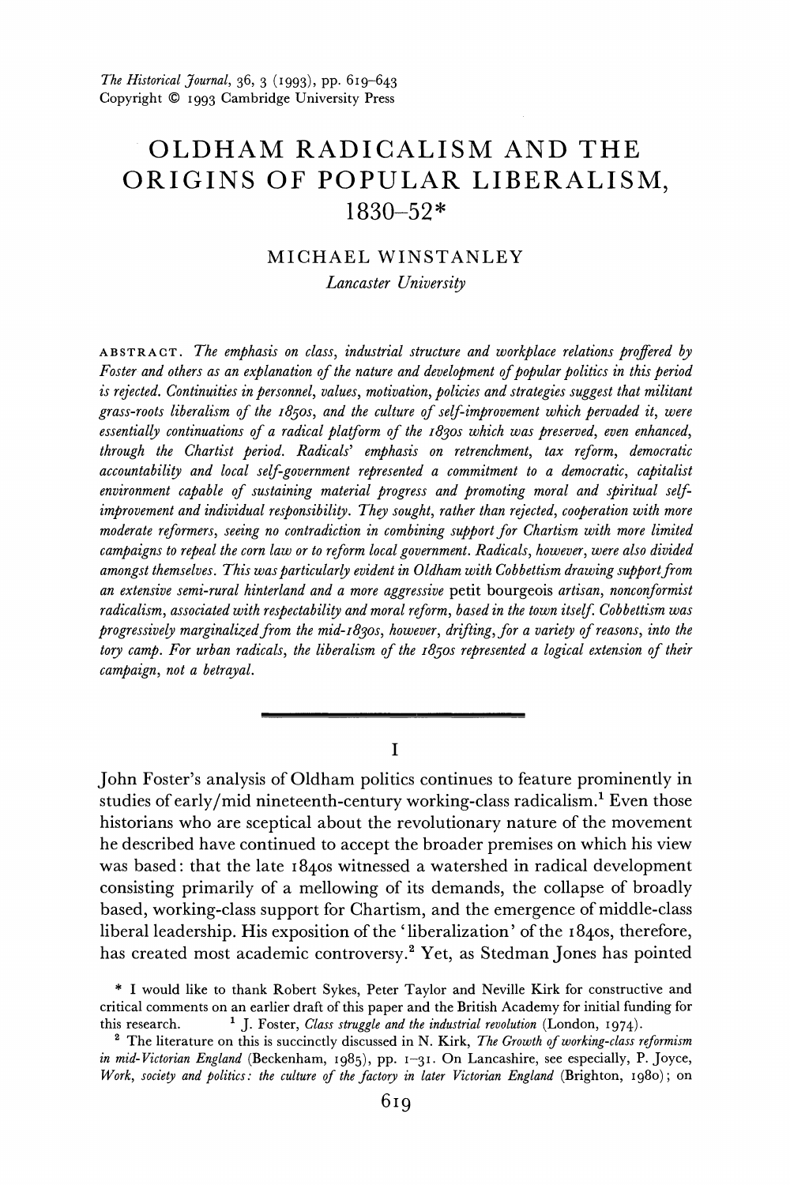# OLDHAM RADICALISM AND THE ORIGINS OF POPULAR LIBERALISM, 1830–52*

MICHAEL WINSTANLEY

*Lancaster University*

ABSTRACT. *The emphasis on class, industrial structure and workplace relations proffered by Foster and others as an explanation of the nature and development of popular politics in this period is rejected. Continuities in personnel, values, motivation, policies and strategies suggest that militant grass-roots liberalism of the 1850s, and the culture of self-improvement which pervaded it, were essentially continuations of a radical platform of the 1830s which was preserved, even enhanced, through the Chartist period. Radicals' emphasis on retrenchment, tax reform, democratic accountability and local self-government represented a commitment to a democratic, capitalist environment capable of sustaining material progress and promoting moral and spiritual self-improvement and individual responsibility. They sought, rather than rejected, cooperation with more moderate reformers, seeing no contradiction in combining support for Chartism with more limited campaigns to repeal the corn law or to reform local government. Radicals, however, were also divided amongst themselves. This was particularly evident in Oldham with Cobbettism drawing support from an extensive semi-rural hinterland and a more aggressive* petit bourgeois *artisan, nonconformist radicalism, associated with respectability and moral reform, based in the town itself. Cobbettism was progressively marginalized from the mid-1830s, however, drifting, for a variety of reasons, into the tory camp. For urban radicals, the liberalism of the 1850s represented a logical extension of their campaign, not a betrayal.*

## I

John Foster's analysis of Oldham politics continues to feature prominently in studies of early/mid nineteenth-century working-class radicalism.[1] Even those historians who are sceptical about the revolutionary nature of the movement he described have continued to accept the broader premises on which his view was based: that the late 1840s witnessed a watershed in radical development consisting primarily of a mellowing of its demands, the collapse of broadly based, working-class support for Chartism, and the emergence of middle-class liberal leadership. His exposition of the 'liberalization' of the 1840s, therefore, has created most academic controversy.[2] Yet, as Stedman Jones has pointed

\* I would like to thank Robert Sykes, Peter Taylor and Neville Kirk for constructive and critical comments on an earlier draft of this paper and the British Academy for initial funding for this research.

[1] J. Foster, *Class struggle and the industrial revolution* (London, 1974).

[2] The literature on this is succinctly discussed in N. Kirk, *The Growth of working-class reformism in mid-Victorian England* (Beckenham, 1985), pp. 1–31. On Lancashire, see especially, P. Joyce, *Work, society and politics: the culture of the factory in later Victorian England* (Brighton, 1980); on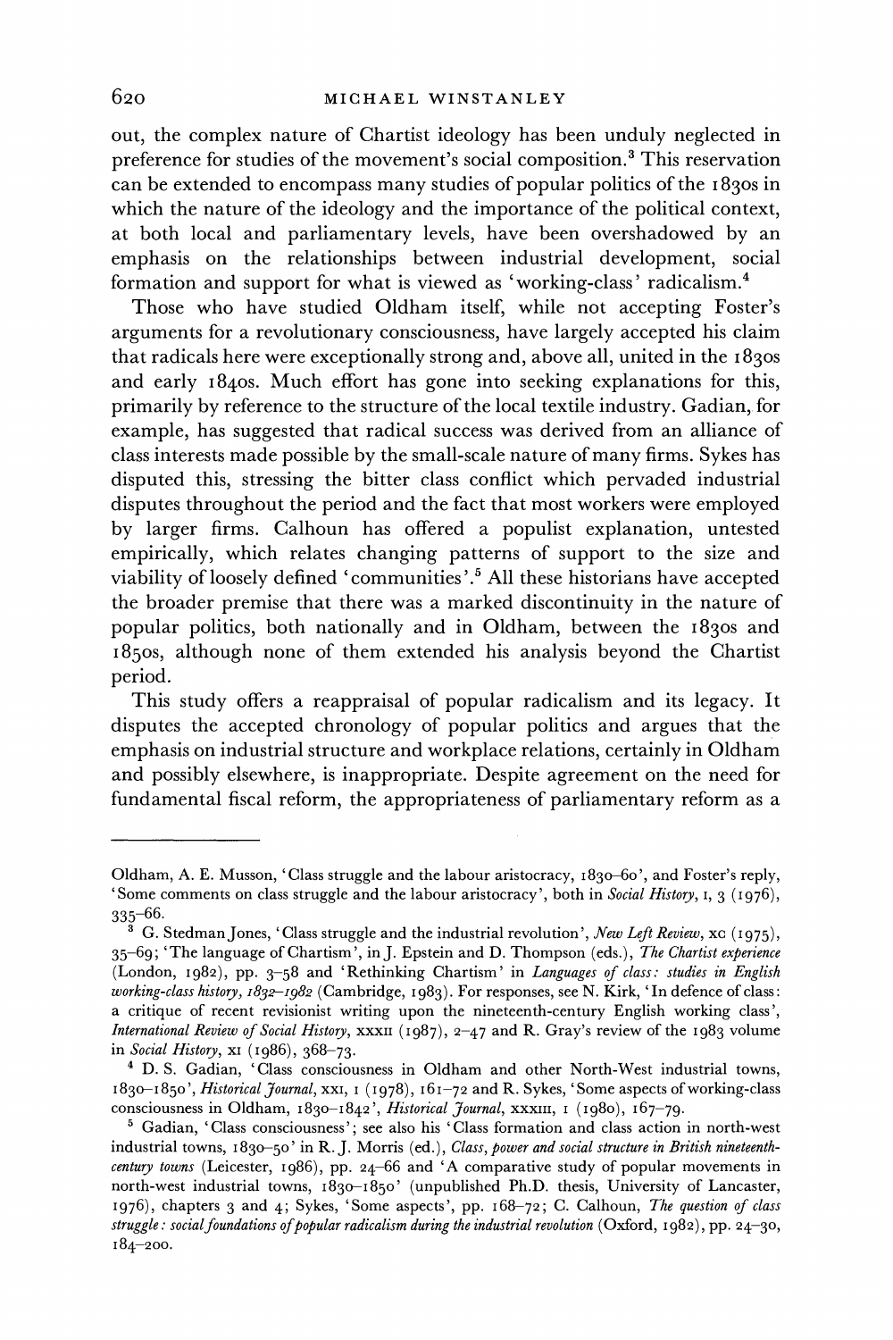out, the complex nature of Chartist ideology has been unduly neglected in preference for studies of the movement's social composition.[3] This reservation can be extended to encompass many studies of popular politics of the 1830s in which the nature of the ideology and the importance of the political context, at both local and parliamentary levels, have been overshadowed by an emphasis on the relationships between industrial development, social formation and support for what is viewed as 'working-class' radicalism.[4]

Those who have studied Oldham itself, while not accepting Foster's arguments for a revolutionary consciousness, have largely accepted his claim that radicals here were exceptionally strong and, above all, united in the 1830s and early 1840s. Much effort has gone into seeking explanations for this, primarily by reference to the structure of the local textile industry. Gadian, for example, has suggested that radical success was derived from an alliance of class interests made possible by the small-scale nature of many firms. Sykes has disputed this, stressing the bitter class conflict which pervaded industrial disputes throughout the period and the fact that most workers were employed by larger firms. Calhoun has offered a populist explanation, untested empirically, which relates changing patterns of support to the size and viability of loosely defined 'communities'.[5] All these historians have accepted the broader premise that there was a marked discontinuity in the nature of popular politics, both nationally and in Oldham, between the 1830s and 1850s, although none of them extended his analysis beyond the Chartist period.

This study offers a reappraisal of popular radicalism and its legacy. It disputes the accepted chronology of popular politics and argues that the emphasis on industrial structure and workplace relations, certainly in Oldham and possibly elsewhere, is inappropriate. Despite agreement on the need for fundamental fiscal reform, the appropriateness of parliamentary reform as a

---

Oldham, A. E. Musson, 'Class struggle and the labour aristocracy, 1830–60', and Foster's reply, 'Some comments on class struggle and the labour aristocracy', both in *Social History*, I, 3 (1976), 335–66.

[3] G. Stedman Jones, 'Class struggle and the industrial revolution', *New Left Review*, xc (1975), 35–69; 'The language of Chartism', in J. Epstein and D. Thompson (eds.), *The Chartist experience* (London, 1982), pp. 3–58 and 'Rethinking Chartism' in *Languages of class: studies in English working-class history, 1832–1982* (Cambridge, 1983). For responses, see N. Kirk, 'In defence of class: a critique of recent revisionist writing upon the nineteenth-century English working class', *International Review of Social History*, XXXII (1987), 2–47 and R. Gray's review of the 1983 volume in *Social History*, XI (1986), 368–73.

[4] D. S. Gadian, 'Class consciousness in Oldham and other North-West industrial towns, 1830–1850', *Historical Journal*, XXI, I (1978), 161–72 and R. Sykes, 'Some aspects of working-class consciousness in Oldham, 1830–1842', *Historical Journal*, XXXIII, I (1980), 167–79.

[5] Gadian, 'Class consciousness'; see also his 'Class formation and class action in north-west industrial towns, 1830–50' in R. J. Morris (ed.), *Class, power and social structure in British nineteenth-century towns* (Leicester, 1986), pp. 24–66 and 'A comparative study of popular movements in north-west industrial towns, 1830–1850' (unpublished Ph.D. thesis, University of Lancaster, 1976), chapters 3 and 4; Sykes, 'Some aspects', pp. 168–72; C. Calhoun, *The question of class struggle: social foundations of popular radicalism during the industrial revolution* (Oxford, 1982), pp. 24–30, 184–200.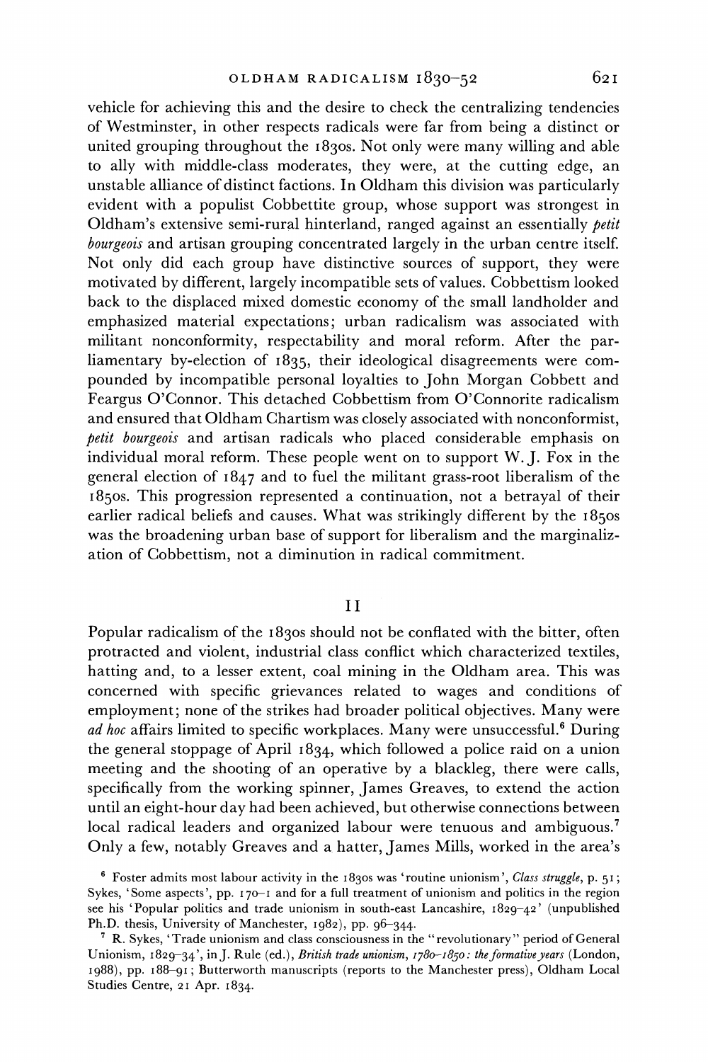vehicle for achieving this and the desire to check the centralizing tendencies of Westminster, in other respects radicals were far from being a distinct or united grouping throughout the 1830s. Not only were many willing and able to ally with middle-class moderates, they were, at the cutting edge, an unstable alliance of distinct factions. In Oldham this division was particularly evident with a populist Cobbettite group, whose support was strongest in Oldham's extensive semi-rural hinterland, ranged against an essentially *petit bourgeois* and artisan grouping concentrated largely in the urban centre itself. Not only did each group have distinctive sources of support, they were motivated by different, largely incompatible sets of values. Cobbettism looked back to the displaced mixed domestic economy of the small landholder and emphasized material expectations; urban radicalism was associated with militant nonconformity, respectability and moral reform. After the parliamentary by-election of 1835, their ideological disagreements were compounded by incompatible personal loyalties to John Morgan Cobbett and Feargus O'Connor. This detached Cobbettism from O'Connorite radicalism and ensured that Oldham Chartism was closely associated with nonconformist, *petit bourgeois* and artisan radicals who placed considerable emphasis on individual moral reform. These people went on to support W. J. Fox in the general election of 1847 and to fuel the militant grass-root liberalism of the 1850s. This progression represented a continuation, not a betrayal of their earlier radical beliefs and causes. What was strikingly different by the 1850s was the broadening urban base of support for liberalism and the marginalization of Cobbettism, not a diminution in radical commitment.

## II

Popular radicalism of the 1830s should not be conflated with the bitter, often protracted and violent, industrial class conflict which characterized textiles, hatting and, to a lesser extent, coal mining in the Oldham area. This was concerned with specific grievances related to wages and conditions of employment; none of the strikes had broader political objectives. Many were *ad hoc* affairs limited to specific workplaces. Many were unsuccessful.[6] During the general stoppage of April 1834, which followed a police raid on a union meeting and the shooting of an operative by a blackleg, there were calls, specifically from the working spinner, James Greaves, to extend the action until an eight-hour day had been achieved, but otherwise connections between local radical leaders and organized labour were tenuous and ambiguous.[7] Only a few, notably Greaves and a hatter, James Mills, worked in the area's

[6] Foster admits most labour activity in the 1830s was 'routine unionism', *Class struggle*, p. 51; Sykes, 'Some aspects', pp. 170–1 and for a full treatment of unionism and politics in the region see his 'Popular politics and trade unionism in south-east Lancashire, 1829–42' (unpublished Ph.D. thesis, University of Manchester, 1982), pp. 96–344.

[7] R. Sykes, 'Trade unionism and class consciousness in the "revolutionary" period of General Unionism, 1829–34', in J. Rule (ed.), *British trade unionism, 1780–1850: the formative years* (London, 1988), pp. 188–91; Butterworth manuscripts (reports to the Manchester press), Oldham Local Studies Centre, 21 Apr. 1834.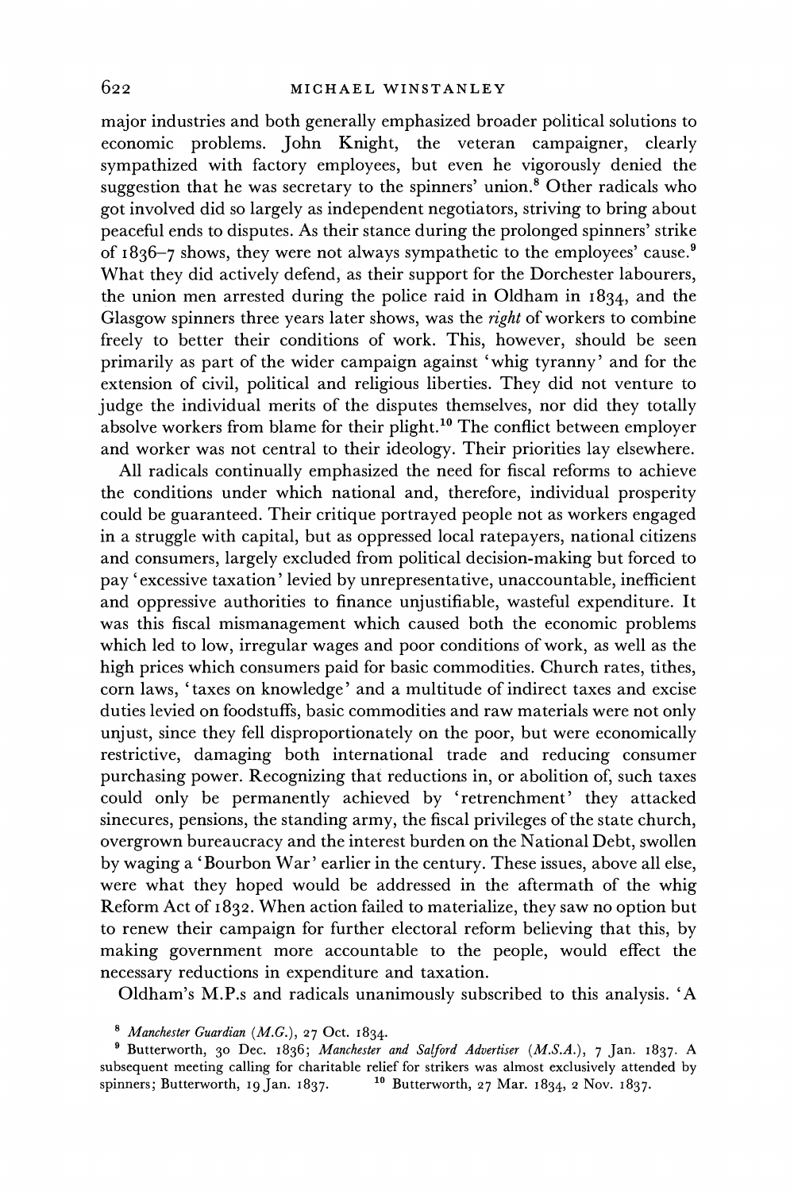major industries and both generally emphasized broader political solutions to economic problems. John Knight, the veteran campaigner, clearly sympathized with factory employees, but even he vigorously denied the suggestion that he was secretary to the spinners' union.[8] Other radicals who got involved did so largely as independent negotiators, striving to bring about peaceful ends to disputes. As their stance during the prolonged spinners' strike of 1836–7 shows, they were not always sympathetic to the employees' cause.[9] What they did actively defend, as their support for the Dorchester labourers, the union men arrested during the police raid in Oldham in 1834, and the Glasgow spinners three years later shows, was the *right* of workers to combine freely to better their conditions of work. This, however, should be seen primarily as part of the wider campaign against 'whig tyranny' and for the extension of civil, political and religious liberties. They did not venture to judge the individual merits of the disputes themselves, nor did they totally absolve workers from blame for their plight.[10] The conflict between employer and worker was not central to their ideology. Their priorities lay elsewhere.

All radicals continually emphasized the need for fiscal reforms to achieve the conditions under which national and, therefore, individual prosperity could be guaranteed. Their critique portrayed people not as workers engaged in a struggle with capital, but as oppressed local ratepayers, national citizens and consumers, largely excluded from political decision-making but forced to pay 'excessive taxation' levied by unrepresentative, unaccountable, inefficient and oppressive authorities to finance unjustifiable, wasteful expenditure. It was this fiscal mismanagement which caused both the economic problems which led to low, irregular wages and poor conditions of work, as well as the high prices which consumers paid for basic commodities. Church rates, tithes, corn laws, 'taxes on knowledge' and a multitude of indirect taxes and excise duties levied on foodstuffs, basic commodities and raw materials were not only unjust, since they fell disproportionately on the poor, but were economically restrictive, damaging both international trade and reducing consumer purchasing power. Recognizing that reductions in, or abolition of, such taxes could only be permanently achieved by 'retrenchment' they attacked sinecures, pensions, the standing army, the fiscal privileges of the state church, overgrown bureaucracy and the interest burden on the National Debt, swollen by waging a 'Bourbon War' earlier in the century. These issues, above all else, were what they hoped would be addressed in the aftermath of the whig Reform Act of 1832. When action failed to materialize, they saw no option but to renew their campaign for further electoral reform believing that this, by making government more accountable to the people, would effect the necessary reductions in expenditure and taxation.

Oldham's M.P.s and radicals unanimously subscribed to this analysis. 'A

---

[8] *Manchester Guardian* (*M.G.*), 27 Oct. 1834.

[9] Butterworth, 30 Dec. 1836; *Manchester and Salford Advertiser* (*M.S.A.*), 7 Jan. 1837. A subsequent meeting calling for charitable relief for strikers was almost exclusively attended by spinners; Butterworth, 19 Jan. 1837.

[10] Butterworth, 27 Mar. 1834, 2 Nov. 1837.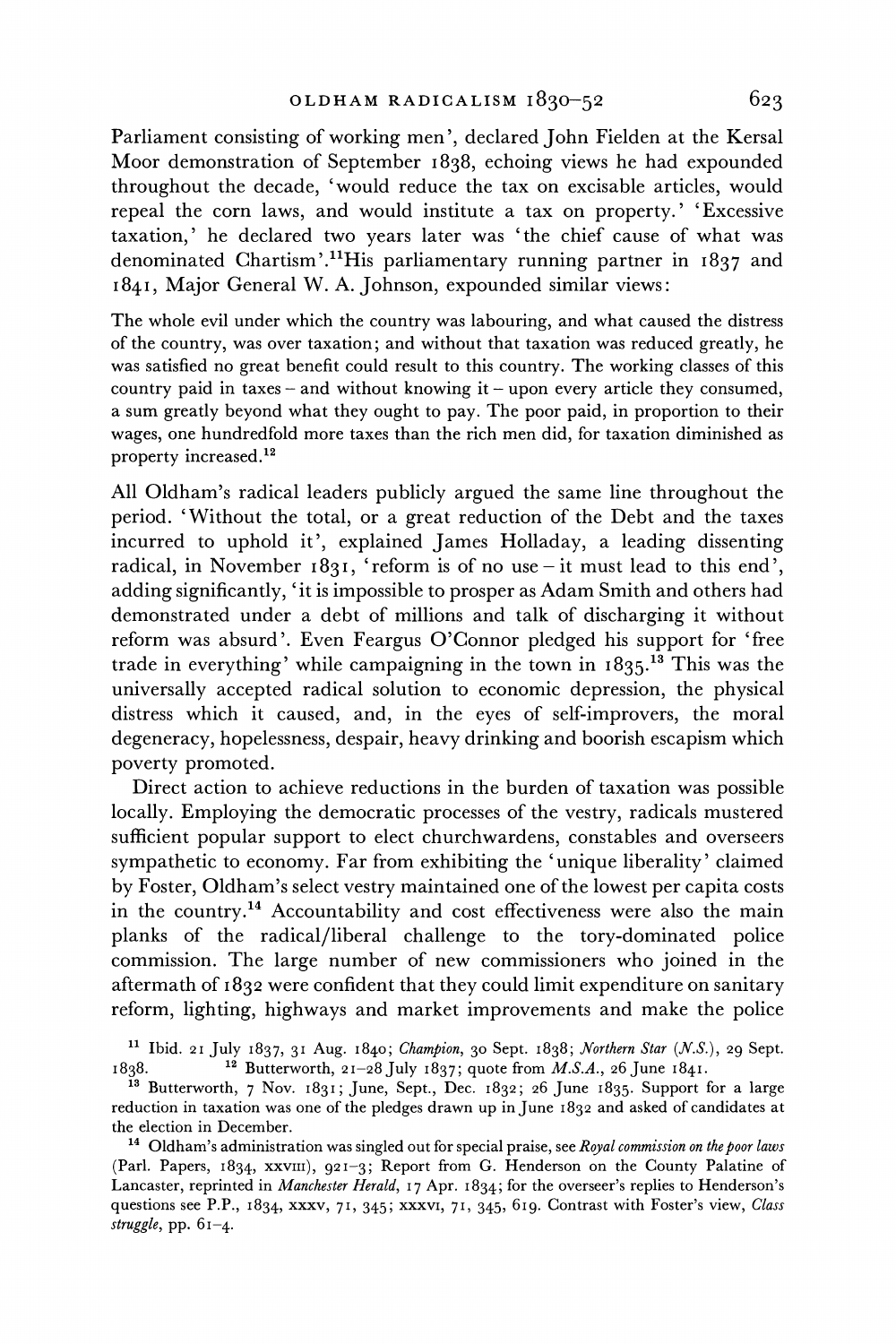Parliament consisting of working men', declared John Fielden at the Kersal Moor demonstration of September 1838, echoing views he had expounded throughout the decade, 'would reduce the tax on excisable articles, would repeal the corn laws, and would institute a tax on property.' 'Excessive taxation,' he declared two years later was 'the chief cause of what was denominated Chartism'.[11] His parliamentary running partner in 1837 and 1841, Major General W. A. Johnson, expounded similar views:

> The whole evil under which the country was labouring, and what caused the distress of the country, was over taxation; and without that taxation was reduced greatly, he was satisfied no great benefit could result to this country. The working classes of this country paid in taxes – and without knowing it – upon every article they consumed, a sum greatly beyond what they ought to pay. The poor paid, in proportion to their wages, one hundredfold more taxes than the rich men did, for taxation diminished as property increased.[12]

All Oldham's radical leaders publicly argued the same line throughout the period. 'Without the total, or a great reduction of the Debt and the taxes incurred to uphold it', explained James Holladay, a leading dissenting radical, in November 1831, 'reform is of no use – it must lead to this end', adding significantly, 'it is impossible to prosper as Adam Smith and others had demonstrated under a debt of millions and talk of discharging it without reform was absurd'. Even Feargus O'Connor pledged his support for 'free trade in everything' while campaigning in the town in 1835.[13] This was the universally accepted radical solution to economic depression, the physical distress which it caused, and, in the eyes of self-improvers, the moral degeneracy, hopelessness, despair, heavy drinking and boorish escapism which poverty promoted.

Direct action to achieve reductions in the burden of taxation was possible locally. Employing the democratic processes of the vestry, radicals mustered sufficient popular support to elect churchwardens, constables and overseers sympathetic to economy. Far from exhibiting the 'unique liberality' claimed by Foster, Oldham's select vestry maintained one of the lowest per capita costs in the country.[14] Accountability and cost effectiveness were also the main planks of the radical/liberal challenge to the tory-dominated police commission. The large number of new commissioners who joined in the aftermath of 1832 were confident that they could limit expenditure on sanitary reform, lighting, highways and market improvements and make the police

---

[11] Ibid. 21 July 1837, 31 Aug. 1840; *Champion*, 30 Sept. 1838; *Northern Star (N.S.)*, 29 Sept. 1838.

[12] Butterworth, 21–28 July 1837; quote from *M.S.A.*, 26 June 1841.

[13] Butterworth, 7 Nov. 1831; June, Sept., Dec. 1832; 26 June 1835. Support for a large reduction in taxation was one of the pledges drawn up in June 1832 and asked of candidates at the election in December.

[14] Oldham's administration was singled out for special praise, see *Royal commission on the poor laws* (Parl. Papers, 1834, XXVIII), 921–3; Report from G. Henderson on the County Palatine of Lancaster, reprinted in *Manchester Herald*, 17 Apr. 1834; for the overseer's replies to Henderson's questions see P.P., 1834, XXXV, 71, 345; XXXVI, 71, 345, 619. Contrast with Foster's view, *Class struggle*, pp. 61–4.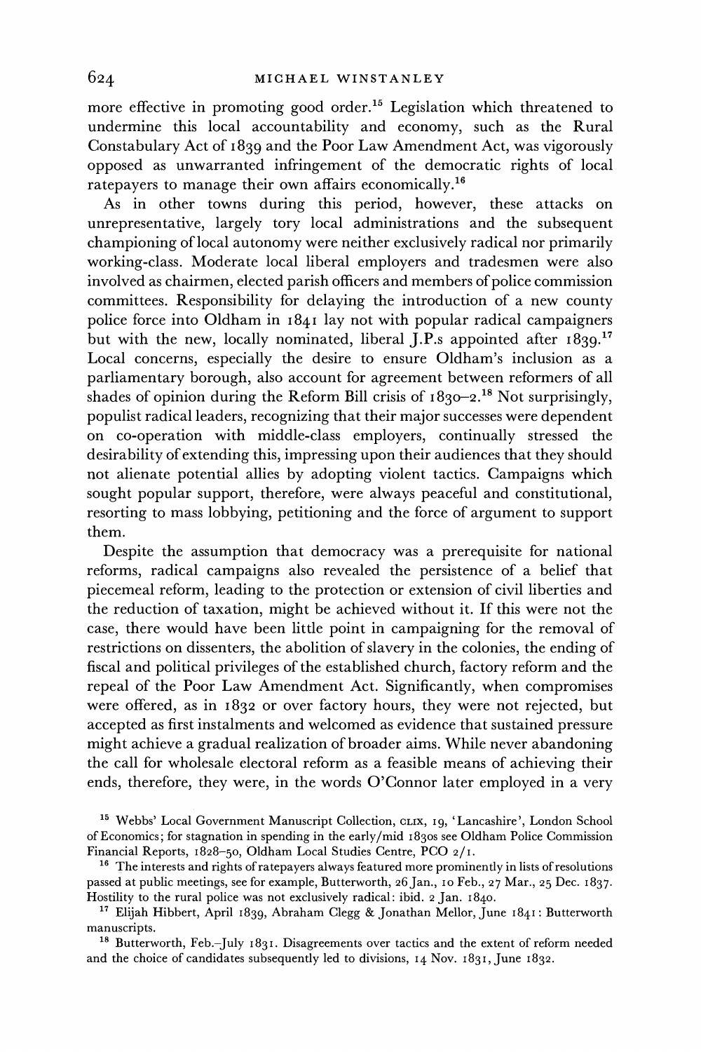more effective in promoting good order.[15] Legislation which threatened to undermine this local accountability and economy, such as the Rural Constabulary Act of 1839 and the Poor Law Amendment Act, was vigorously opposed as unwarranted infringement of the democratic rights of local ratepayers to manage their own affairs economically.[16]

As in other towns during this period, however, these attacks on unrepresentative, largely tory local administrations and the subsequent championing of local autonomy were neither exclusively radical nor primarily working-class. Moderate local liberal employers and tradesmen were also involved as chairmen, elected parish officers and members of police commission committees. Responsibility for delaying the introduction of a new county police force into Oldham in 1841 lay not with popular radical campaigners but with the new, locally nominated, liberal J.P.s appointed after 1839.[17] Local concerns, especially the desire to ensure Oldham's inclusion as a parliamentary borough, also account for agreement between reformers of all shades of opinion during the Reform Bill crisis of 1830–2.[18] Not surprisingly, populist radical leaders, recognizing that their major successes were dependent on co-operation with middle-class employers, continually stressed the desirability of extending this, impressing upon their audiences that they should not alienate potential allies by adopting violent tactics. Campaigns which sought popular support, therefore, were always peaceful and constitutional, resorting to mass lobbying, petitioning and the force of argument to support them.

Despite the assumption that democracy was a prerequisite for national reforms, radical campaigns also revealed the persistence of a belief that piecemeal reform, leading to the protection or extension of civil liberties and the reduction of taxation, might be achieved without it. If this were not the case, there would have been little point in campaigning for the removal of restrictions on dissenters, the abolition of slavery in the colonies, the ending of fiscal and political privileges of the established church, factory reform and the repeal of the Poor Law Amendment Act. Significantly, when compromises were offered, as in 1832 or over factory hours, they were not rejected, but accepted as first instalments and welcomed as evidence that sustained pressure might achieve a gradual realization of broader aims. While never abandoning the call for wholesale electoral reform as a feasible means of achieving their ends, therefore, they were, in the words O'Connor later employed in a very

[15] Webbs' Local Government Manuscript Collection, CLIX, 19, 'Lancashire', London School of Economics; for stagnation in spending in the early/mid 1830s see Oldham Police Commission Financial Reports, 1828–50, Oldham Local Studies Centre, PCO 2/1.

[16] The interests and rights of ratepayers always featured more prominently in lists of resolutions passed at public meetings, see for example, Butterworth, 26 Jan., 10 Feb., 27 Mar., 25 Dec. 1837. Hostility to the rural police was not exclusively radical: ibid. 2 Jan. 1840.

[17] Elijah Hibbert, April 1839, Abraham Clegg & Jonathan Mellor, June 1841: Butterworth manuscripts.

[18] Butterworth, Feb.–July 1831. Disagreements over tactics and the extent of reform needed and the choice of candidates subsequently led to divisions, 14 Nov. 1831, June 1832.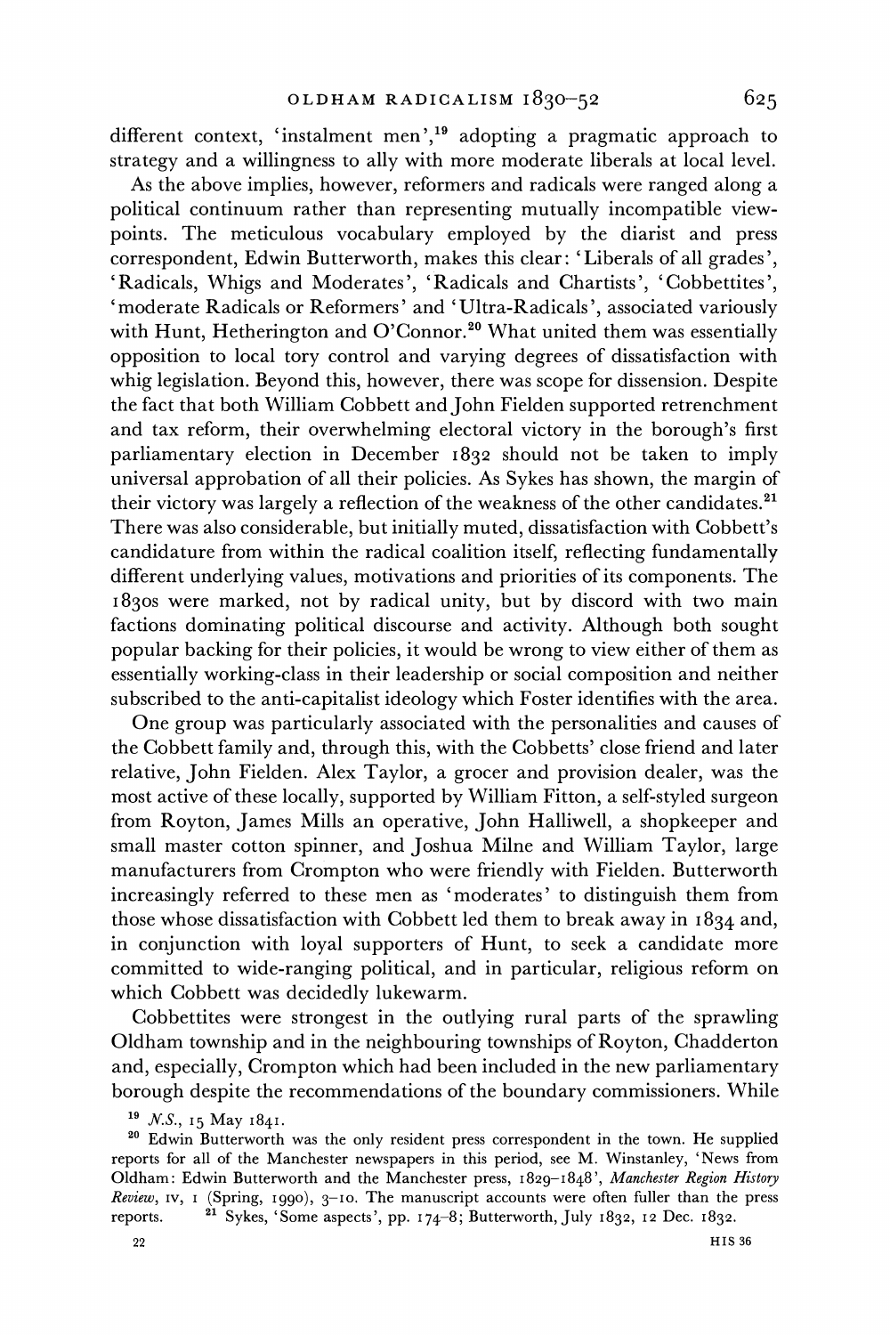different context, 'instalment men',[19] adopting a pragmatic approach to strategy and a willingness to ally with more moderate liberals at local level.

As the above implies, however, reformers and radicals were ranged along a political continuum rather than representing mutually incompatible viewpoints. The meticulous vocabulary employed by the diarist and press correspondent, Edwin Butterworth, makes this clear: 'Liberals of all grades', 'Radicals, Whigs and Moderates', 'Radicals and Chartists', 'Cobbettites', 'moderate Radicals or Reformers' and 'Ultra-Radicals', associated variously with Hunt, Hetherington and O'Connor.[20] What united them was essentially opposition to local tory control and varying degrees of dissatisfaction with whig legislation. Beyond this, however, there was scope for dissension. Despite the fact that both William Cobbett and John Fielden supported retrenchment and tax reform, their overwhelming electoral victory in the borough's first parliamentary election in December 1832 should not be taken to imply universal approbation of all their policies. As Sykes has shown, the margin of their victory was largely a reflection of the weakness of the other candidates.[21] There was also considerable, but initially muted, dissatisfaction with Cobbett's candidature from within the radical coalition itself, reflecting fundamentally different underlying values, motivations and priorities of its components. The 1830s were marked, not by radical unity, but by discord with two main factions dominating political discourse and activity. Although both sought popular backing for their policies, it would be wrong to view either of them as essentially working-class in their leadership or social composition and neither subscribed to the anti-capitalist ideology which Foster identifies with the area.

One group was particularly associated with the personalities and causes of the Cobbett family and, through this, with the Cobbetts' close friend and later relative, John Fielden. Alex Taylor, a grocer and provision dealer, was the most active of these locally, supported by William Fitton, a self-styled surgeon from Royton, James Mills an operative, John Halliwell, a shopkeeper and small master cotton spinner, and Joshua Milne and William Taylor, large manufacturers from Crompton who were friendly with Fielden. Butterworth increasingly referred to these men as 'moderates' to distinguish them from those whose dissatisfaction with Cobbett led them to break away in 1834 and, in conjunction with loyal supporters of Hunt, to seek a candidate more committed to wide-ranging political, and in particular, religious reform on which Cobbett was decidedly lukewarm.

Cobbettites were strongest in the outlying rural parts of the sprawling Oldham township and in the neighbouring townships of Royton, Chadderton and, especially, Crompton which had been included in the new parliamentary borough despite the recommendations of the boundary commissioners. While

[19] *N.S.*, 15 May 1841.

[20] Edwin Butterworth was the only resident press correspondent in the town. He supplied reports for all of the Manchester newspapers in this period, see M. Winstanley, 'News from Oldham: Edwin Butterworth and the Manchester press, 1829–1848', *Manchester Region History Review*, IV, 1 (Spring, 1990), 3–10. The manuscript accounts were often fuller than the press reports.

[21] Sykes, 'Some aspects', pp. 174–8; Butterworth, July 1832, 12 Dec. 1832.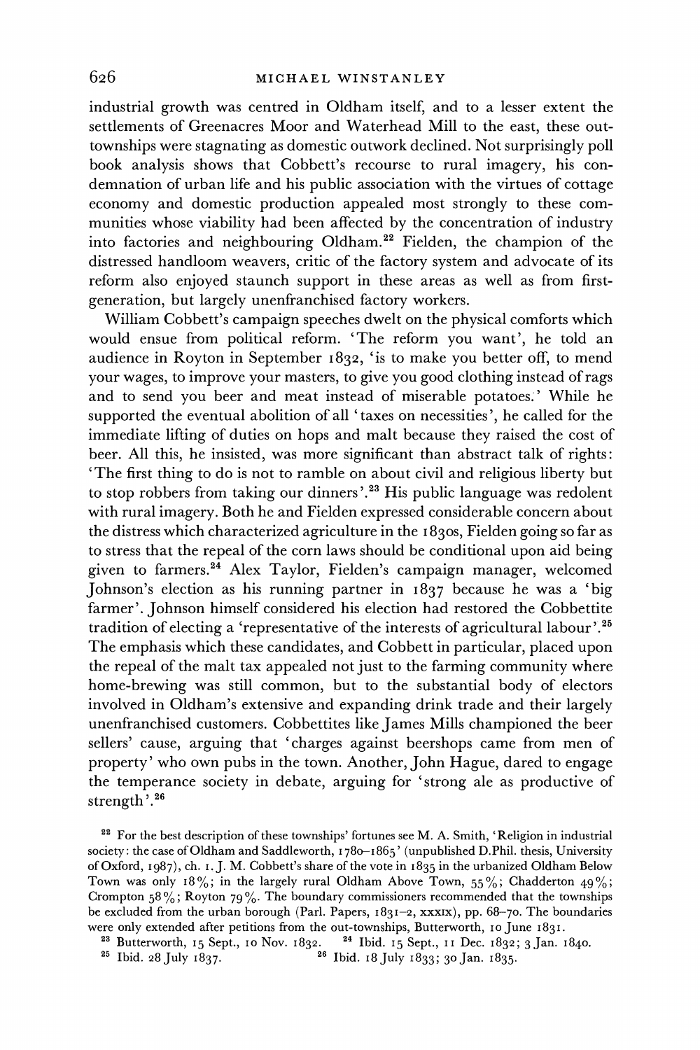industrial growth was centred in Oldham itself, and to a lesser extent the settlements of Greenacres Moor and Waterhead Mill to the east, these out-townships were stagnating as domestic outwork declined. Not surprisingly poll book analysis shows that Cobbett's recourse to rural imagery, his condemnation of urban life and his public association with the virtues of cottage economy and domestic production appealed most strongly to these communities whose viability had been affected by the concentration of industry into factories and neighbouring Oldham.[22] Fielden, the champion of the distressed handloom weavers, critic of the factory system and advocate of its reform also enjoyed staunch support in these areas as well as from first-generation, but largely unenfranchised factory workers.

William Cobbett's campaign speeches dwelt on the physical comforts which would ensue from political reform. 'The reform you want', he told an audience in Royton in September 1832, 'is to make you better off, to mend your wages, to improve your masters, to give you good clothing instead of rags and to send you beer and meat instead of miserable potatoes.' While he supported the eventual abolition of all 'taxes on necessities', he called for the immediate lifting of duties on hops and malt because they raised the cost of beer. All this, he insisted, was more significant than abstract talk of rights: 'The first thing to do is not to ramble on about civil and religious liberty but to stop robbers from taking our dinners'.[23] His public language was redolent with rural imagery. Both he and Fielden expressed considerable concern about the distress which characterized agriculture in the 1830s, Fielden going so far as to stress that the repeal of the corn laws should be conditional upon aid being given to farmers.[24] Alex Taylor, Fielden's campaign manager, welcomed Johnson's election as his running partner in 1837 because he was a 'big farmer'. Johnson himself considered his election had restored the Cobbettite tradition of electing a 'representative of the interests of agricultural labour'.[25] The emphasis which these candidates, and Cobbett in particular, placed upon the repeal of the malt tax appealed not just to the farming community where home-brewing was still common, but to the substantial body of electors involved in Oldham's extensive and expanding drink trade and their largely unenfranchised customers. Cobbettites like James Mills championed the beer sellers' cause, arguing that 'charges against beershops came from men of property' who own pubs in the town. Another, John Hague, dared to engage the temperance society in debate, arguing for 'strong ale as productive of strength'.[26]

[22] For the best description of these townships' fortunes see M. A. Smith, 'Religion in industrial society: the case of Oldham and Saddleworth, 1780–1865' (unpublished D.Phil. thesis, University of Oxford, 1987), ch. 1. J. M. Cobbett's share of the vote in 1835 in the urbanized Oldham Below Town was only 18%; in the largely rural Oldham Above Town, 55%; Chadderton 49%; Crompton 58%; Royton 79%. The boundary commissioners recommended that the townships be excluded from the urban borough (Parl. Papers, 1831–2, XXXIX), pp. 68–70. The boundaries were only extended after petitions from the out-townships, Butterworth, 10 June 1831.

[23] Butterworth, 15 Sept., 10 Nov. 1832.

[24] Ibid. 15 Sept., 11 Dec. 1832; 3 Jan. 1840.

[25] Ibid. 28 July 1837.

[26] Ibid. 18 July 1833; 30 Jan. 1835.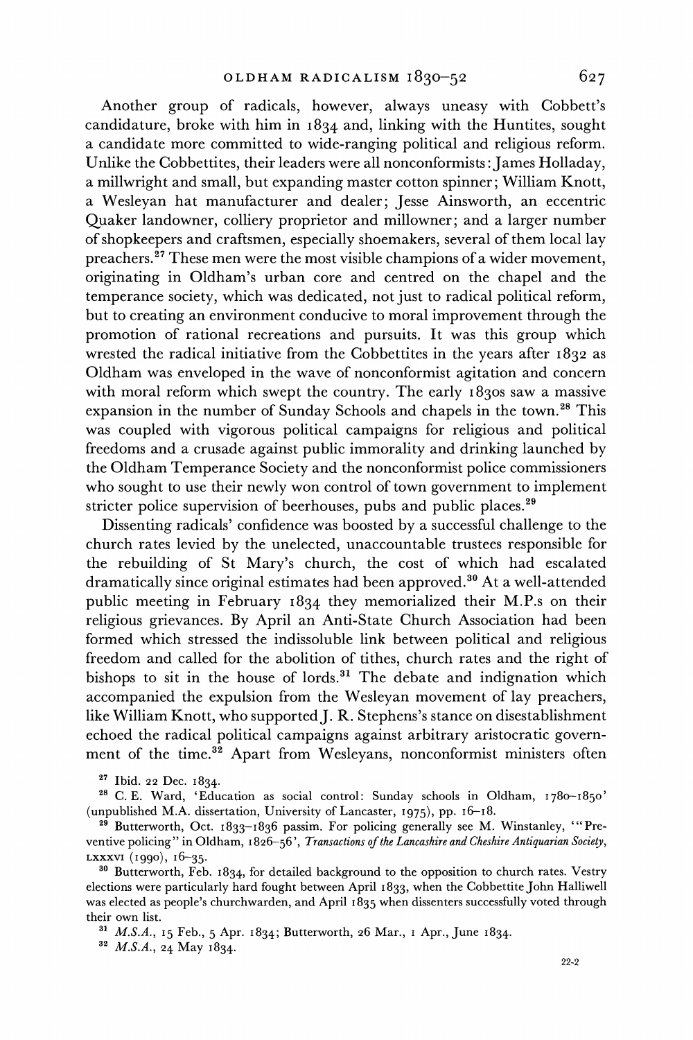Another group of radicals, however, always uneasy with Cobbett's candidature, broke with him in 1834 and, linking with the Huntites, sought a candidate more committed to wide-ranging political and religious reform. Unlike the Cobbettites, their leaders were all nonconformists: James Holladay, a millwright and small, but expanding master cotton spinner; William Knott, a Wesleyan hat manufacturer and dealer; Jesse Ainsworth, an eccentric Quaker landowner, colliery proprietor and millowner; and a larger number of shopkeepers and craftsmen, especially shoemakers, several of them local lay preachers.[27] These men were the most visible champions of a wider movement, originating in Oldham's urban core and centred on the chapel and the temperance society, which was dedicated, not just to radical political reform, but to creating an environment conducive to moral improvement through the promotion of rational recreations and pursuits. It was this group which wrested the radical initiative from the Cobbettites in the years after 1832 as Oldham was enveloped in the wave of nonconformist agitation and concern with moral reform which swept the country. The early 1830s saw a massive expansion in the number of Sunday Schools and chapels in the town.[28] This was coupled with vigorous political campaigns for religious and political freedoms and a crusade against public immorality and drinking launched by the Oldham Temperance Society and the nonconformist police commissioners who sought to use their newly won control of town government to implement stricter police supervision of beerhouses, pubs and public places.[29]

Dissenting radicals' confidence was boosted by a successful challenge to the church rates levied by the unelected, unaccountable trustees responsible for the rebuilding of St Mary's church, the cost of which had escalated dramatically since original estimates had been approved.[30] At a well-attended public meeting in February 1834 they memorialized their M.P.s on their religious grievances. By April an Anti-State Church Association had been formed which stressed the indissoluble link between political and religious freedom and called for the abolition of tithes, church rates and the right of bishops to sit in the house of lords.[31] The debate and indignation which accompanied the expulsion from the Wesleyan movement of lay preachers, like William Knott, who supported J. R. Stephens's stance on disestablishment echoed the radical political campaigns against arbitrary aristocratic government of the time.[32] Apart from Wesleyans, nonconformist ministers often

[27] Ibid. 22 Dec. 1834.

[28] C. E. Ward, 'Education as social control: Sunday schools in Oldham, 1780–1850' (unpublished M.A. dissertation, University of Lancaster, 1975), pp. 16–18.

[29] Butterworth, Oct. 1833–1836 passim. For policing generally see M. Winstanley, '"Preventive policing" in Oldham, 1826–56', *Transactions of the Lancashire and Cheshire Antiquarian Society*, LXXXVI (1990), 16–35.

[30] Butterworth, Feb. 1834, for detailed background to the opposition to church rates. Vestry elections were particularly hard fought between April 1833, when the Cobbettite John Halliwell was elected as people's churchwarden, and April 1835 when dissenters successfully voted through their own list.

[31] *M.S.A.*, 15 Feb., 5 Apr. 1834; Butterworth, 26 Mar., 1 Apr., June 1834.

[32] *M.S.A.*, 24 May 1834.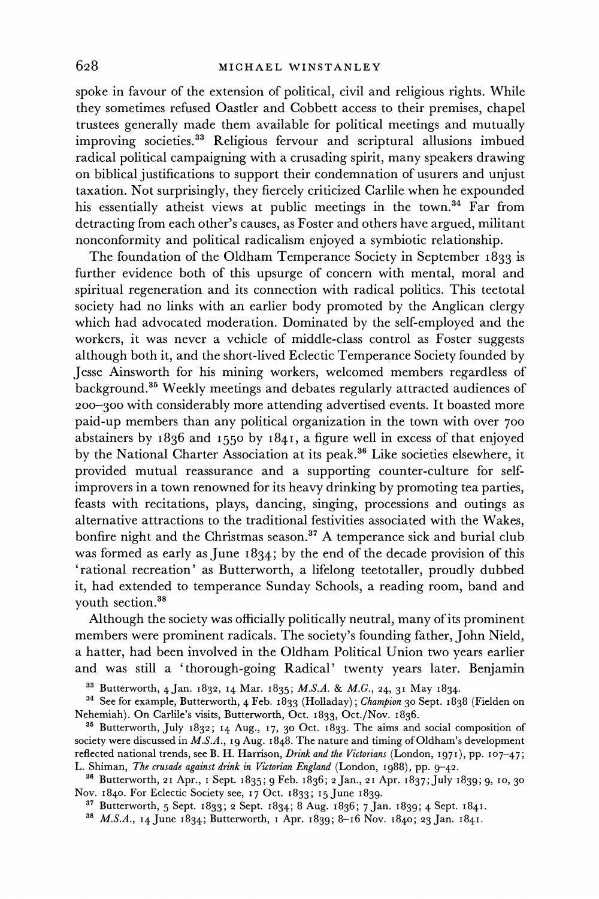spoke in favour of the extension of political, civil and religious rights. While they sometimes refused Oastler and Cobbett access to their premises, chapel trustees generally made them available for political meetings and mutually improving societies.[33] Religious fervour and scriptural allusions imbued radical political campaigning with a crusading spirit, many speakers drawing on biblical justifications to support their condemnation of usurers and unjust taxation. Not surprisingly, they fiercely criticized Carlile when he expounded his essentially atheist views at public meetings in the town.[34] Far from detracting from each other's causes, as Foster and others have argued, militant nonconformity and political radicalism enjoyed a symbiotic relationship.

The foundation of the Oldham Temperance Society in September 1833 is further evidence both of this upsurge of concern with mental, moral and spiritual regeneration and its connection with radical politics. This teetotal society had no links with an earlier body promoted by the Anglican clergy which had advocated moderation. Dominated by the self-employed and the workers, it was never a vehicle of middle-class control as Foster suggests although both it, and the short-lived Eclectic Temperance Society founded by Jesse Ainsworth for his mining workers, welcomed members regardless of background.[35] Weekly meetings and debates regularly attracted audiences of 200–300 with considerably more attending advertised events. It boasted more paid-up members than any political organization in the town with over 700 abstainers by 1836 and 1550 by 1841, a figure well in excess of that enjoyed by the National Charter Association at its peak.[36] Like societies elsewhere, it provided mutual reassurance and a supporting counter-culture for self-improvers in a town renowned for its heavy drinking by promoting tea parties, feasts with recitations, plays, dancing, singing, processions and outings as alternative attractions to the traditional festivities associated with the Wakes, bonfire night and the Christmas season.[37] A temperance sick and burial club was formed as early as June 1834; by the end of the decade provision of this 'rational recreation' as Butterworth, a lifelong teetotaller, proudly dubbed it, had extended to temperance Sunday Schools, a reading room, band and youth section.[38]

Although the society was officially politically neutral, many of its prominent members were prominent radicals. The society's founding father, John Nield, a hatter, had been involved in the Oldham Political Union two years earlier and was still a 'thorough-going Radical' twenty years later. Benjamin

[33] Butterworth, 4 Jan. 1832, 14 Mar. 1835; *M.S.A.* & *M.G.*, 24, 31 May 1834.

[34] See for example, Butterworth, 4 Feb. 1833 (Holladay); *Champion* 30 Sept. 1838 (Fielden on Nehemiah). On Carlile's visits, Butterworth, Oct. 1833, Oct./Nov. 1836.

[35] Butterworth, July 1832; 14 Aug., 17, 30 Oct. 1833. The aims and social composition of society were discussed in *M.S.A.*, 19 Aug. 1848. The nature and timing of Oldham's development reflected national trends, see B. H. Harrison, *Drink and the Victorians* (London, 1971), pp. 107–47; L. Shiman, *The crusade against drink in Victorian England* (London, 1988), pp. 9–42.

[36] Butterworth, 21 Apr., 1 Sept. 1835; 9 Feb. 1836; 2 Jan., 21 Apr. 1837; July 1839; 9, 10, 30 Nov. 1840. For Eclectic Society see, 17 Oct. 1833; 15 June 1839.

[37] Butterworth, 5 Sept. 1833; 2 Sept. 1834; 8 Aug. 1836; 7 Jan. 1839; 4 Sept. 1841.

[38] *M.S.A.*, 14 June 1834; Butterworth, 1 Apr. 1839; 8–16 Nov. 1840; 23 Jan. 1841.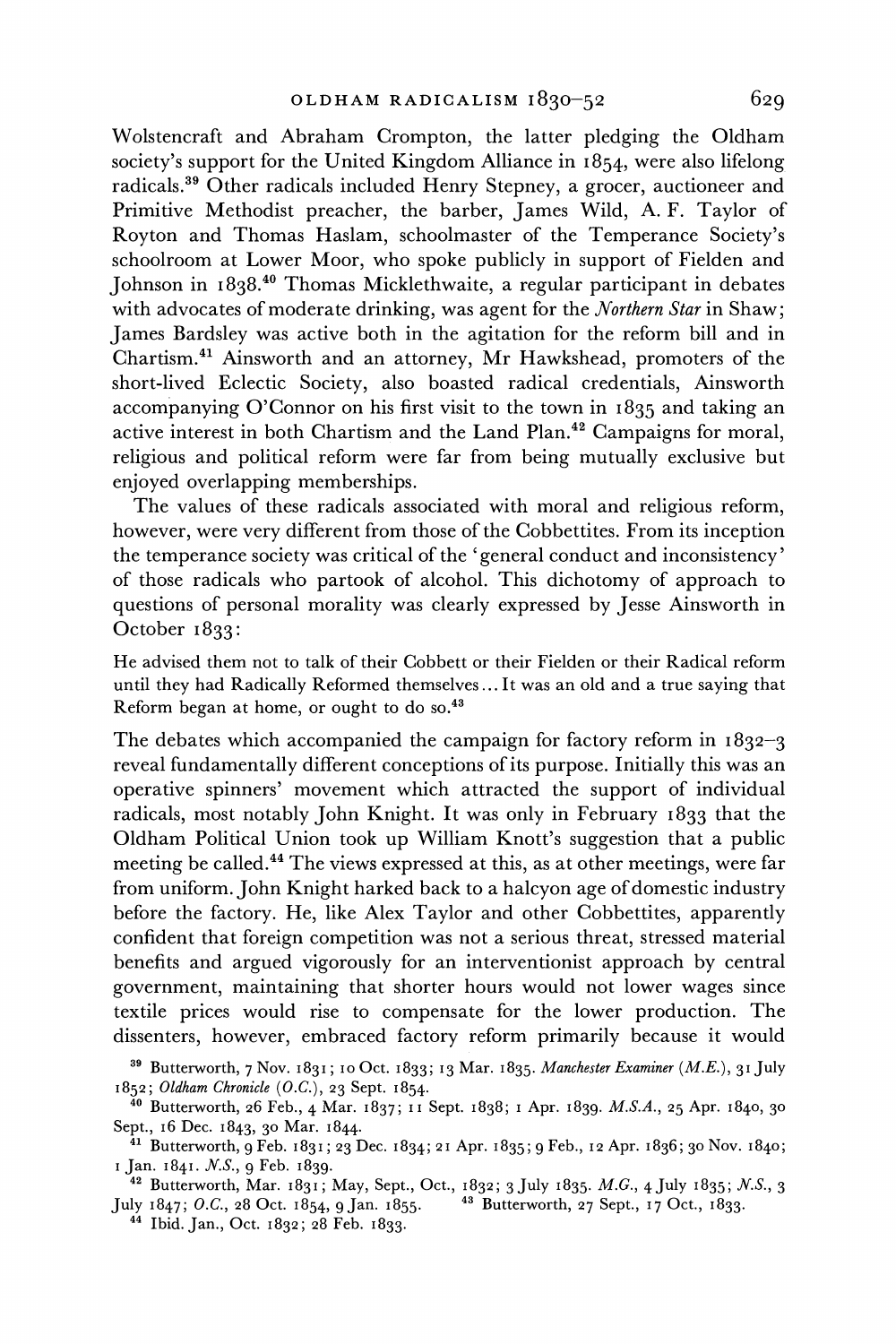Wolstencraft and Abraham Crompton, the latter pledging the Oldham society's support for the United Kingdom Alliance in 1854, were also lifelong radicals.[39] Other radicals included Henry Stepney, a grocer, auctioneer and Primitive Methodist preacher, the barber, James Wild, A. F. Taylor of Royton and Thomas Haslam, schoolmaster of the Temperance Society's schoolroom at Lower Moor, who spoke publicly in support of Fielden and Johnson in 1838.[40] Thomas Micklethwaite, a regular participant in debates with advocates of moderate drinking, was agent for the *Northern Star* in Shaw; James Bardsley was active both in the agitation for the reform bill and in Chartism.[41] Ainsworth and an attorney, Mr Hawkshead, promoters of the short-lived Eclectic Society, also boasted radical credentials, Ainsworth accompanying O'Connor on his first visit to the town in 1835 and taking an active interest in both Chartism and the Land Plan.[42] Campaigns for moral, religious and political reform were far from being mutually exclusive but enjoyed overlapping memberships.

The values of these radicals associated with moral and religious reform, however, were very different from those of the Cobbettites. From its inception the temperance society was critical of the 'general conduct and inconsistency' of those radicals who partook of alcohol. This dichotomy of approach to questions of personal morality was clearly expressed by Jesse Ainsworth in October 1833:

> He advised them not to talk of their Cobbett or their Fielden or their Radical reform until they had Radically Reformed themselves... It was an old and a true saying that Reform began at home, or ought to do so.[43]

The debates which accompanied the campaign for factory reform in 1832–3 reveal fundamentally different conceptions of its purpose. Initially this was an operative spinners' movement which attracted the support of individual radicals, most notably John Knight. It was only in February 1833 that the Oldham Political Union took up William Knott's suggestion that a public meeting be called.[44] The views expressed at this, as at other meetings, were far from uniform. John Knight harked back to a halcyon age of domestic industry before the factory. He, like Alex Taylor and other Cobbettites, apparently confident that foreign competition was not a serious threat, stressed material benefits and argued vigorously for an interventionist approach by central government, maintaining that shorter hours would not lower wages since textile prices would rise to compensate for the lower production. The dissenters, however, embraced factory reform primarily because it would

[39] Butterworth, 7 Nov. 1831; 10 Oct. 1833; 13 Mar. 1835. *Manchester Examiner* (*M.E.*), 31 July 1852; *Oldham Chronicle* (*O.C.*), 23 Sept. 1854.

[40] Butterworth, 26 Feb., 4 Mar. 1837; 11 Sept. 1838; 1 Apr. 1839. *M.S.A.*, 25 Apr. 1840, 30 Sept., 16 Dec. 1843, 30 Mar. 1844.

[41] Butterworth, 9 Feb. 1831; 23 Dec. 1834; 21 Apr. 1835; 9 Feb., 12 Apr. 1836; 30 Nov. 1840; 1 Jan. 1841. *N.S.*, 9 Feb. 1839.

[42] Butterworth, Mar. 1831; May, Sept., Oct., 1832; 3 July 1835. *M.G.*, 4 July 1835; *N.S.*, 3 July 1847; *O.C.*, 28 Oct. 1854, 9 Jan. 1855.

[43] Butterworth, 27 Sept., 17 Oct., 1833.

[44] Ibid. Jan., Oct. 1832; 28 Feb. 1833.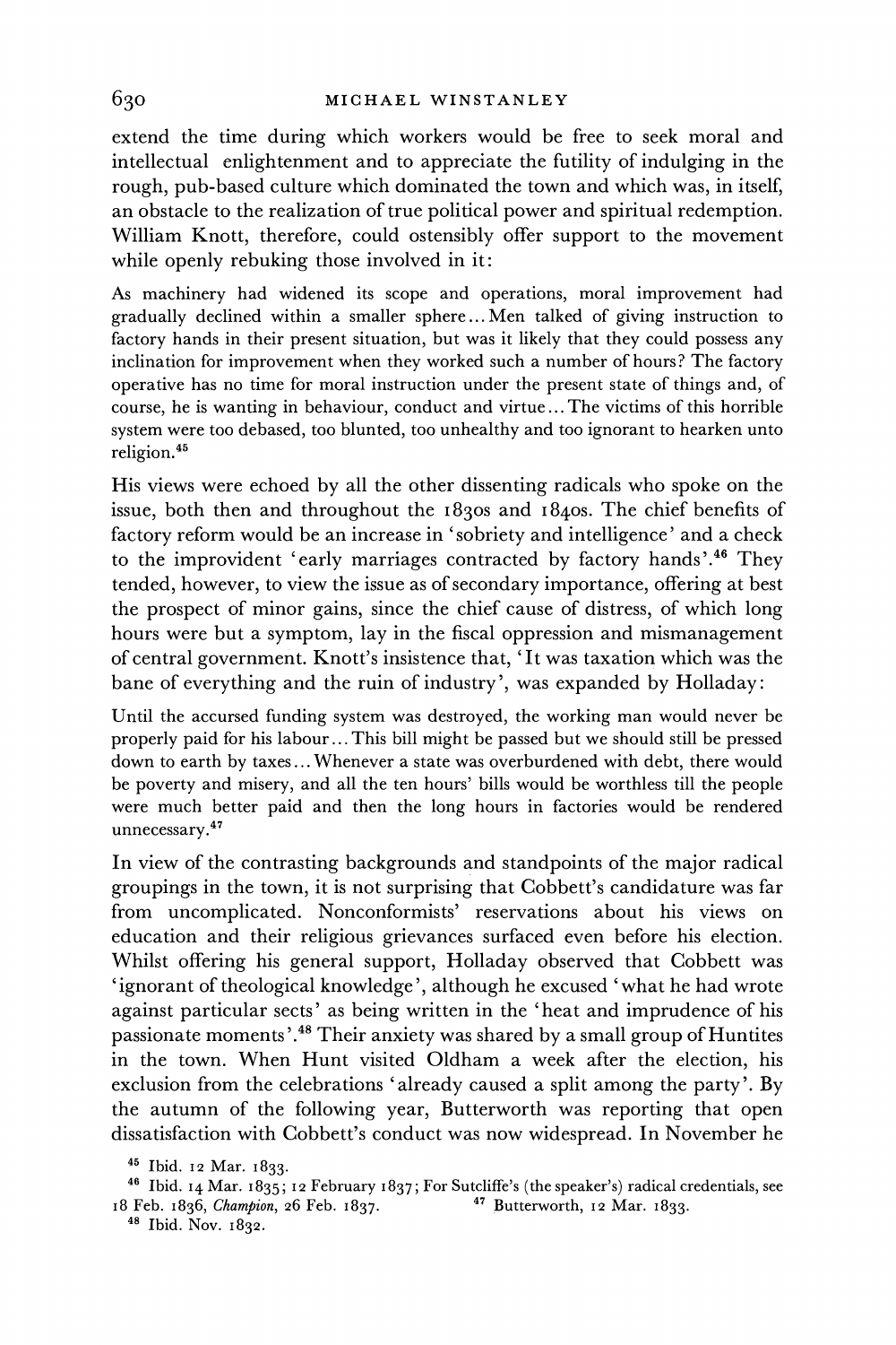extend the time during which workers would be free to seek moral and intellectual enlightenment and to appreciate the futility of indulging in the rough, pub-based culture which dominated the town and which was, in itself, an obstacle to the realization of true political power and spiritual redemption. William Knott, therefore, could ostensibly offer support to the movement while openly rebuking those involved in it:

> As machinery had widened its scope and operations, moral improvement had gradually declined within a smaller sphere... Men talked of giving instruction to factory hands in their present situation, but was it likely that they could possess any inclination for improvement when they worked such a number of hours? The factory operative has no time for moral instruction under the present state of things and, of course, he is wanting in behaviour, conduct and virtue... The victims of this horrible system were too debased, too blunted, too unhealthy and too ignorant to hearken unto religion.[45]

His views were echoed by all the other dissenting radicals who spoke on the issue, both then and throughout the 1830s and 1840s. The chief benefits of factory reform would be an increase in 'sobriety and intelligence' and a check to the improvident 'early marriages contracted by factory hands'.[46] They tended, however, to view the issue as of secondary importance, offering at best the prospect of minor gains, since the chief cause of distress, of which long hours were but a symptom, lay in the fiscal oppression and mismanagement of central government. Knott's insistence that, 'It was taxation which was the bane of everything and the ruin of industry', was expanded by Holladay:

> Until the accursed funding system was destroyed, the working man would never be properly paid for his labour... This bill might be passed but we should still be pressed down to earth by taxes... Whenever a state was overburdened with debt, there would be poverty and misery, and all the ten hours' bills would be worthless till the people were much better paid and then the long hours in factories would be rendered unnecessary.[47]

In view of the contrasting backgrounds and standpoints of the major radical groupings in the town, it is not surprising that Cobbett's candidature was far from uncomplicated. Nonconformists' reservations about his views on education and their religious grievances surfaced even before his election. Whilst offering his general support, Holladay observed that Cobbett was 'ignorant of theological knowledge', although he excused 'what he had wrote against particular sects' as being written in the 'heat and imprudence of his passionate moments'.[48] Their anxiety was shared by a small group of Huntites in the town. When Hunt visited Oldham a week after the election, his exclusion from the celebrations 'already caused a split among the party'. By the autumn of the following year, Butterworth was reporting that open dissatisfaction with Cobbett's conduct was now widespread. In November he

[45] Ibid. 12 Mar. 1833.

[46] Ibid. 14 Mar. 1835; 12 February 1837; For Sutcliffe's (the speaker's) radical credentials, see 18 Feb. 1836, *Champion*, 26 Feb. 1837.

[47] Butterworth, 12 Mar. 1833.

[48] Ibid. Nov. 1832.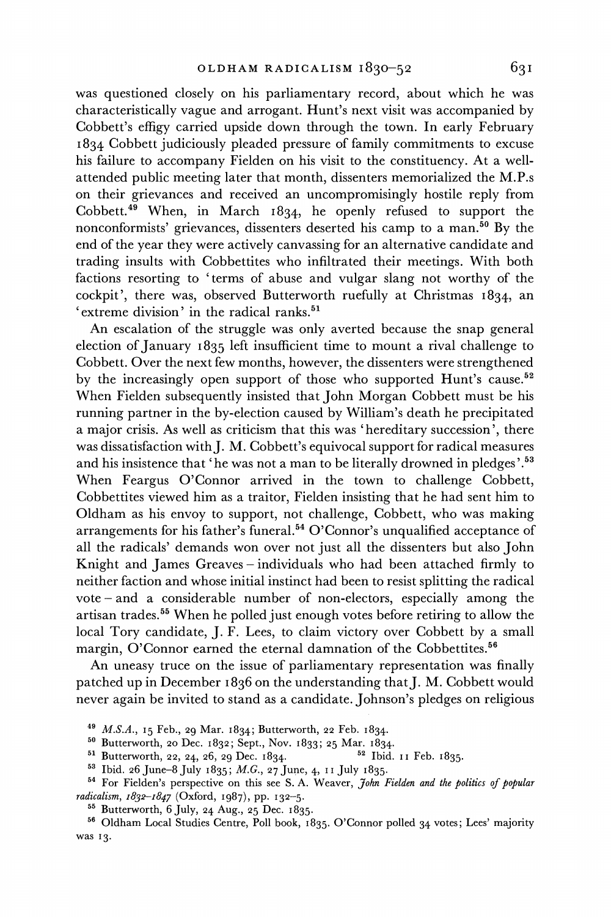was questioned closely on his parliamentary record, about which he was characteristically vague and arrogant. Hunt's next visit was accompanied by Cobbett's effigy carried upside down through the town. In early February 1834 Cobbett judiciously pleaded pressure of family commitments to excuse his failure to accompany Fielden on his visit to the constituency. At a well-attended public meeting later that month, dissenters memorialized the M.P.s on their grievances and received an uncompromisingly hostile reply from Cobbett.[49] When, in March 1834, he openly refused to support the nonconformists' grievances, dissenters deserted his camp to a man.[50] By the end of the year they were actively canvassing for an alternative candidate and trading insults with Cobbettites who infiltrated their meetings. With both factions resorting to 'terms of abuse and vulgar slang not worthy of the cockpit', there was, observed Butterworth ruefully at Christmas 1834, an 'extreme division' in the radical ranks.[51]

An escalation of the struggle was only averted because the snap general election of January 1835 left insufficient time to mount a rival challenge to Cobbett. Over the next few months, however, the dissenters were strengthened by the increasingly open support of those who supported Hunt's cause.[52] When Fielden subsequently insisted that John Morgan Cobbett must be his running partner in the by-election caused by William's death he precipitated a major crisis. As well as criticism that this was 'hereditary succession', there was dissatisfaction with J. M. Cobbett's equivocal support for radical measures and his insistence that 'he was not a man to be literally drowned in pledges'.[53] When Feargus O'Connor arrived in the town to challenge Cobbett, Cobbettites viewed him as a traitor, Fielden insisting that he had sent him to Oldham as his envoy to support, not challenge, Cobbett, who was making arrangements for his father's funeral.[54] O'Connor's unqualified acceptance of all the radicals' demands won over not just all the dissenters but also John Knight and James Greaves – individuals who had been attached firmly to neither faction and whose initial instinct had been to resist splitting the radical vote – and a considerable number of non-electors, especially among the artisan trades.[55] When he polled just enough votes before retiring to allow the local Tory candidate, J. F. Lees, to claim victory over Cobbett by a small margin, O'Connor earned the eternal damnation of the Cobbettites.[56]

An uneasy truce on the issue of parliamentary representation was finally patched up in December 1836 on the understanding that J. M. Cobbett would never again be invited to stand as a candidate. Johnson's pledges on religious

[49] *M.S.A.*, 15 Feb., 29 Mar. 1834; Butterworth, 22 Feb. 1834.

[50] Butterworth, 20 Dec. 1832; Sept., Nov. 1833; 25 Mar. 1834.

[51] Butterworth, 22, 24, 26, 29 Dec. 1834.

[52] Ibid. 11 Feb. 1835.

[53] Ibid. 26 June–8 July 1835; *M.G.*, 27 June, 4, 11 July 1835.

[54] For Fielden's perspective on this see S. A. Weaver, *John Fielden and the politics of popular radicalism, 1832–1847* (Oxford, 1987), pp. 132–5.

[55] Butterworth, 6 July, 24 Aug., 25 Dec. 1835.

[56] Oldham Local Studies Centre, Poll book, 1835. O'Connor polled 34 votes; Lees' majority was 13.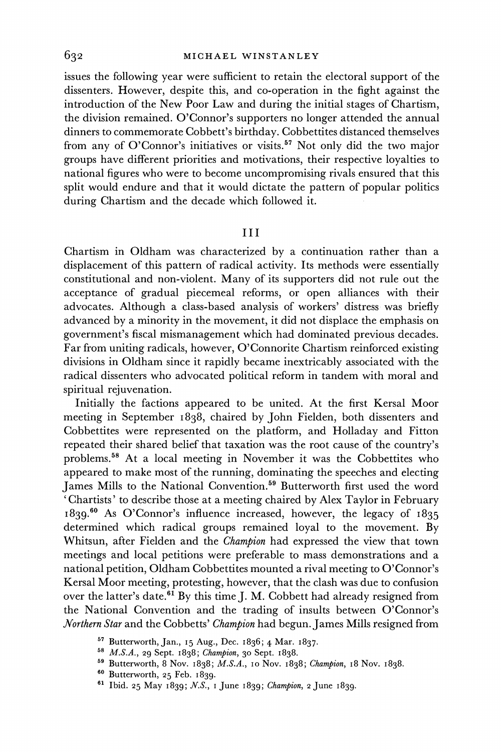issues the following year were sufficient to retain the electoral support of the dissenters. However, despite this, and co-operation in the fight against the introduction of the New Poor Law and during the initial stages of Chartism, the division remained. O'Connor's supporters no longer attended the annual dinners to commemorate Cobbett's birthday. Cobbettites distanced themselves from any of O'Connor's initiatives or visits.[57] Not only did the two major groups have different priorities and motivations, their respective loyalties to national figures who were to become uncompromising rivals ensured that this split would endure and that it would dictate the pattern of popular politics during Chartism and the decade which followed it.

## III

Chartism in Oldham was characterized by a continuation rather than a displacement of this pattern of radical activity. Its methods were essentially constitutional and non-violent. Many of its supporters did not rule out the acceptance of gradual piecemeal reforms, or open alliances with their advocates. Although a class-based analysis of workers' distress was briefly advanced by a minority in the movement, it did not displace the emphasis on government's fiscal mismanagement which had dominated previous decades. Far from uniting radicals, however, O'Connorite Chartism reinforced existing divisions in Oldham since it rapidly became inextricably associated with the radical dissenters who advocated political reform in tandem with moral and spiritual rejuvenation.

Initially the factions appeared to be united. At the first Kersal Moor meeting in September 1838, chaired by John Fielden, both dissenters and Cobbettites were represented on the platform, and Holladay and Fitton repeated their shared belief that taxation was the root cause of the country's problems.[58] At a local meeting in November it was the Cobbettites who appeared to make most of the running, dominating the speeches and electing James Mills to the National Convention.[59] Butterworth first used the word 'Chartists' to describe those at a meeting chaired by Alex Taylor in February 1839.[60] As O'Connor's influence increased, however, the legacy of 1835 determined which radical groups remained loyal to the movement. By Whitsun, after Fielden and the *Champion* had expressed the view that town meetings and local petitions were preferable to mass demonstrations and a national petition, Oldham Cobbettites mounted a rival meeting to O'Connor's Kersal Moor meeting, protesting, however, that the clash was due to confusion over the latter's date.[61] By this time J. M. Cobbett had already resigned from the National Convention and the trading of insults between O'Connor's *Northern Star* and the Cobbetts' *Champion* had begun. James Mills resigned from

[57] Butterworth, Jan., 15 Aug., Dec. 1836; 4 Mar. 1837.

[58] *M.S.A.*, 29 Sept. 1838; *Champion*, 30 Sept. 1838.

[59] Butterworth, 8 Nov. 1838; *M.S.A.*, 10 Nov. 1838; *Champion*, 18 Nov. 1838.

[60] Butterworth, 25 Feb. 1839.

[61] Ibid. 25 May 1839; *N.S.*, 1 June 1839; *Champion*, 2 June 1839.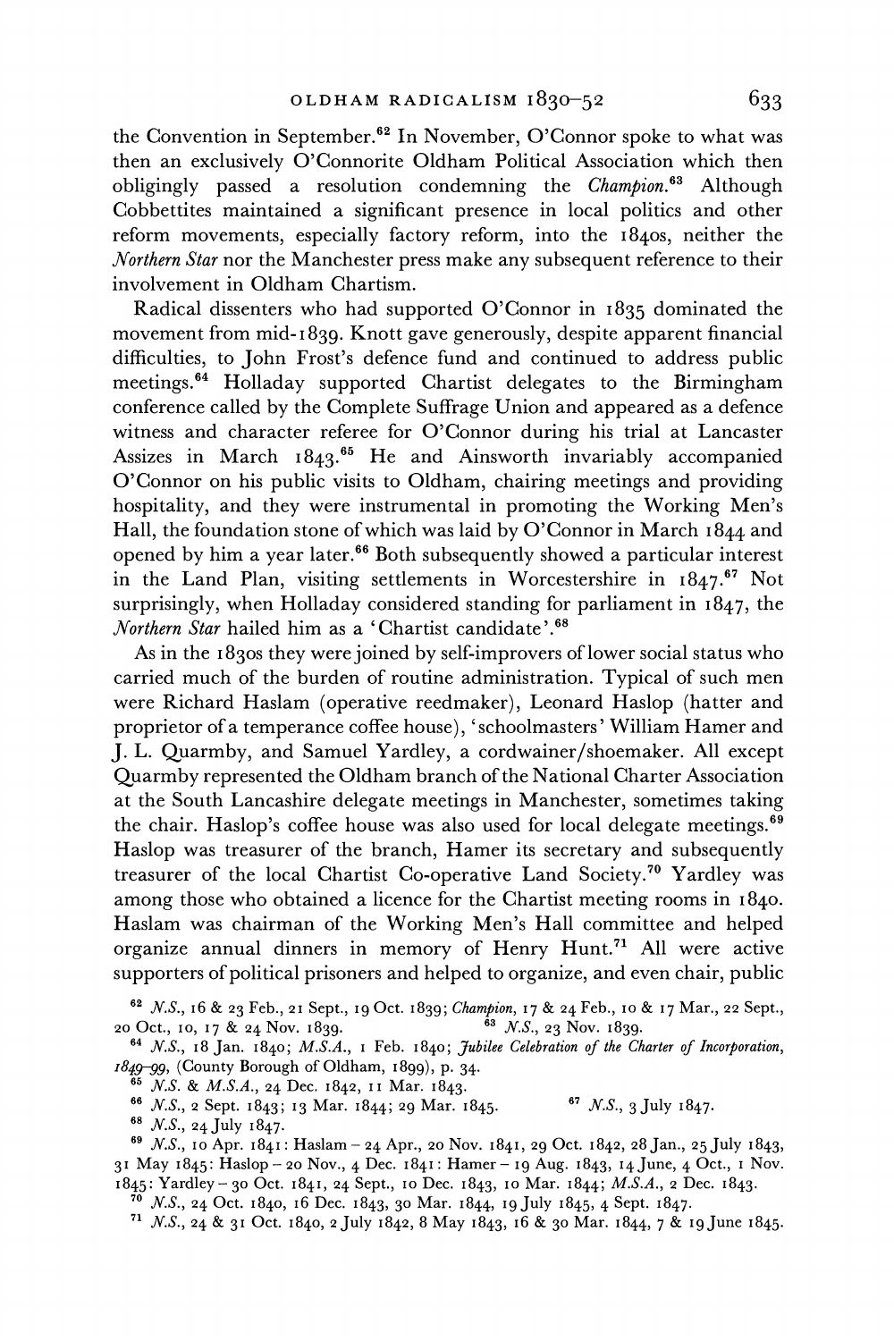the Convention in September.[62] In November, O'Connor spoke to what was then an exclusively O'Connorite Oldham Political Association which then obligingly passed a resolution condemning the *Champion*.[63] Although Cobbettites maintained a significant presence in local politics and other reform movements, especially factory reform, into the 1840s, neither the *Northern Star* nor the Manchester press make any subsequent reference to their involvement in Oldham Chartism.

Radical dissenters who had supported O'Connor in 1835 dominated the movement from mid-1839. Knott gave generously, despite apparent financial difficulties, to John Frost's defence fund and continued to address public meetings.[64] Holladay supported Chartist delegates to the Birmingham conference called by the Complete Suffrage Union and appeared as a defence witness and character referee for O'Connor during his trial at Lancaster Assizes in March 1843.[65] He and Ainsworth invariably accompanied O'Connor on his public visits to Oldham, chairing meetings and providing hospitality, and they were instrumental in promoting the Working Men's Hall, the foundation stone of which was laid by O'Connor in March 1844 and opened by him a year later.[66] Both subsequently showed a particular interest in the Land Plan, visiting settlements in Worcestershire in 1847.[67] Not surprisingly, when Holladay considered standing for parliament in 1847, the *Northern Star* hailed him as a 'Chartist candidate'.[68]

As in the 1830s they were joined by self-improvers of lower social status who carried much of the burden of routine administration. Typical of such men were Richard Haslam (operative reedmaker), Leonard Haslop (hatter and proprietor of a temperance coffee house), 'schoolmasters' William Hamer and J. L. Quarmby, and Samuel Yardley, a cordwainer/shoemaker. All except Quarmby represented the Oldham branch of the National Charter Association at the South Lancashire delegate meetings in Manchester, sometimes taking the chair. Haslop's coffee house was also used for local delegate meetings.[69] Haslop was treasurer of the branch, Hamer its secretary and subsequently treasurer of the local Chartist Co-operative Land Society.[70] Yardley was among those who obtained a licence for the Chartist meeting rooms in 1840. Haslam was chairman of the Working Men's Hall committee and helped organize annual dinners in memory of Henry Hunt.[71] All were active supporters of political prisoners and helped to organize, and even chair, public

[62] *N.S.*, 16 & 23 Feb., 21 Sept., 19 Oct. 1839; *Champion*, 17 & 24 Feb., 10 & 17 Mar., 22 Sept., 20 Oct., 10, 17 & 24 Nov. 1839.

[63] *N.S.*, 23 Nov. 1839.

[64] *N.S.*, 18 Jan. 1840; *M.S.A.*, 1 Feb. 1840; *Jubilee Celebration of the Charter of Incorporation, 1849–99*, (County Borough of Oldham, 1899), p. 34.

[65] *N.S.* & *M.S.A.*, 24 Dec. 1842, 11 Mar. 1843.

[66] *N.S.*, 2 Sept. 1843; 13 Mar. 1844; 29 Mar. 1845.

[67] *N.S.*, 3 July 1847.

[68] *N.S.*, 24 July 1847.

[69] *N.S.*, 10 Apr. 1841: Haslam – 24 Apr., 20 Nov. 1841, 29 Oct. 1842, 28 Jan., 25 July 1843, 31 May 1845: Haslop – 20 Nov., 4 Dec. 1841: Hamer – 19 Aug. 1843, 14 June, 4 Oct., 1 Nov. 1845: Yardley – 30 Oct. 1841, 24 Sept., 10 Dec. 1843, 10 Mar. 1844; *M.S.A.*, 2 Dec. 1843.

[70] *N.S.*, 24 Oct. 1840, 16 Dec. 1843, 30 Mar. 1844, 19 July 1845, 4 Sept. 1847.

[71] *N.S.*, 24 & 31 Oct. 1840, 2 July 1842, 8 May 1843, 16 & 30 Mar. 1844, 7 & 19 June 1845.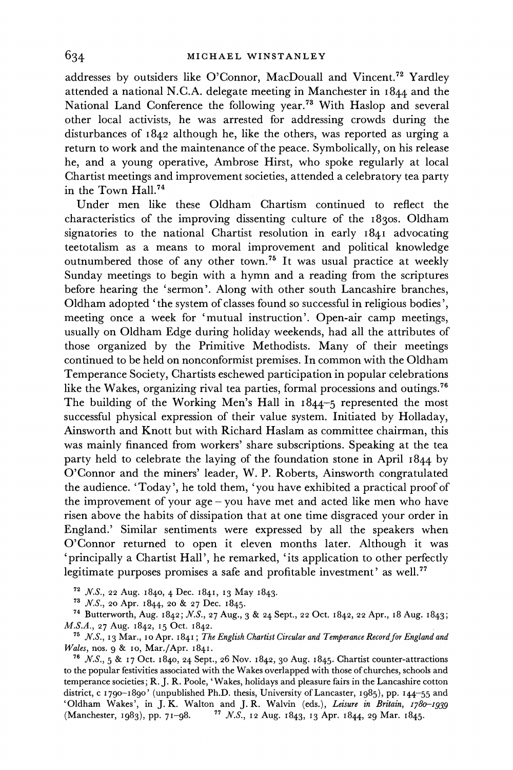addresses by outsiders like O'Connor, MacDouall and Vincent.[72] Yardley attended a national N.C.A. delegate meeting in Manchester in 1844 and the National Land Conference the following year.[73] With Haslop and several other local activists, he was arrested for addressing crowds during the disturbances of 1842 although he, like the others, was reported as urging a return to work and the maintenance of the peace. Symbolically, on his release he, and a young operative, Ambrose Hirst, who spoke regularly at local Chartist meetings and improvement societies, attended a celebratory tea party in the Town Hall.[74]

Under men like these Oldham Chartism continued to reflect the characteristics of the improving dissenting culture of the 1830s. Oldham signatories to the national Chartist resolution in early 1841 advocating teetotalism as a means to moral improvement and political knowledge outnumbered those of any other town.[75] It was usual practice at weekly Sunday meetings to begin with a hymn and a reading from the scriptures before hearing the 'sermon'. Along with other south Lancashire branches, Oldham adopted 'the system of classes found so successful in religious bodies', meeting once a week for 'mutual instruction'. Open-air camp meetings, usually on Oldham Edge during holiday weekends, had all the attributes of those organized by the Primitive Methodists. Many of their meetings continued to be held on nonconformist premises. In common with the Oldham Temperance Society, Chartists eschewed participation in popular celebrations like the Wakes, organizing rival tea parties, formal processions and outings.[76] The building of the Working Men's Hall in 1844–5 represented the most successful physical expression of their value system. Initiated by Holladay, Ainsworth and Knott but with Richard Haslam as committee chairman, this was mainly financed from workers' share subscriptions. Speaking at the tea party held to celebrate the laying of the foundation stone in April 1844 by O'Connor and the miners' leader, W. P. Roberts, Ainsworth congratulated the audience. 'Today', he told them, 'you have exhibited a practical proof of the improvement of your age – you have met and acted like men who have risen above the habits of dissipation that at one time disgraced your order in England.' Similar sentiments were expressed by all the speakers when O'Connor returned to open it eleven months later. Although it was 'principally a Chartist Hall', he remarked, 'its application to other perfectly legitimate purposes promises a safe and profitable investment' as well.[77]

[72] *N.S.*, 22 Aug. 1840, 4 Dec. 1841, 13 May 1843.

[73] *N.S.*, 20 Apr. 1844, 20 & 27 Dec. 1845.

[74] Butterworth, Aug. 1842; *N.S.*, 27 Aug., 3 & 24 Sept., 22 Oct. 1842, 22 Apr., 18 Aug. 1843; *M.S.A.*, 27 Aug. 1842, 15 Oct. 1842.

[75] *N.S.*, 13 Mar., 10 Apr. 1841; *The English Chartist Circular and Temperance Record for England and Wales*, nos. 9 & 10, Mar./Apr. 1841.

[76] *N.S.*, 5 & 17 Oct. 1840, 24 Sept., 26 Nov. 1842, 30 Aug. 1845. Chartist counter-attractions to the popular festivities associated with the Wakes overlapped with those of churches, schools and temperance societies; R. J. R. Poole, 'Wakes, holidays and pleasure fairs in the Lancashire cotton district, c 1790–1890' (unpublished Ph.D. thesis, University of Lancaster, 1985), pp. 144–55 and 'Oldham Wakes', in J. K. Walton and J. R. Walvin (eds.), *Leisure in Britain, 1780–1939* (Manchester, 1983), pp. 71–98.

[77] *N.S.*, 12 Aug. 1843, 13 Apr. 1844, 29 Mar. 1845.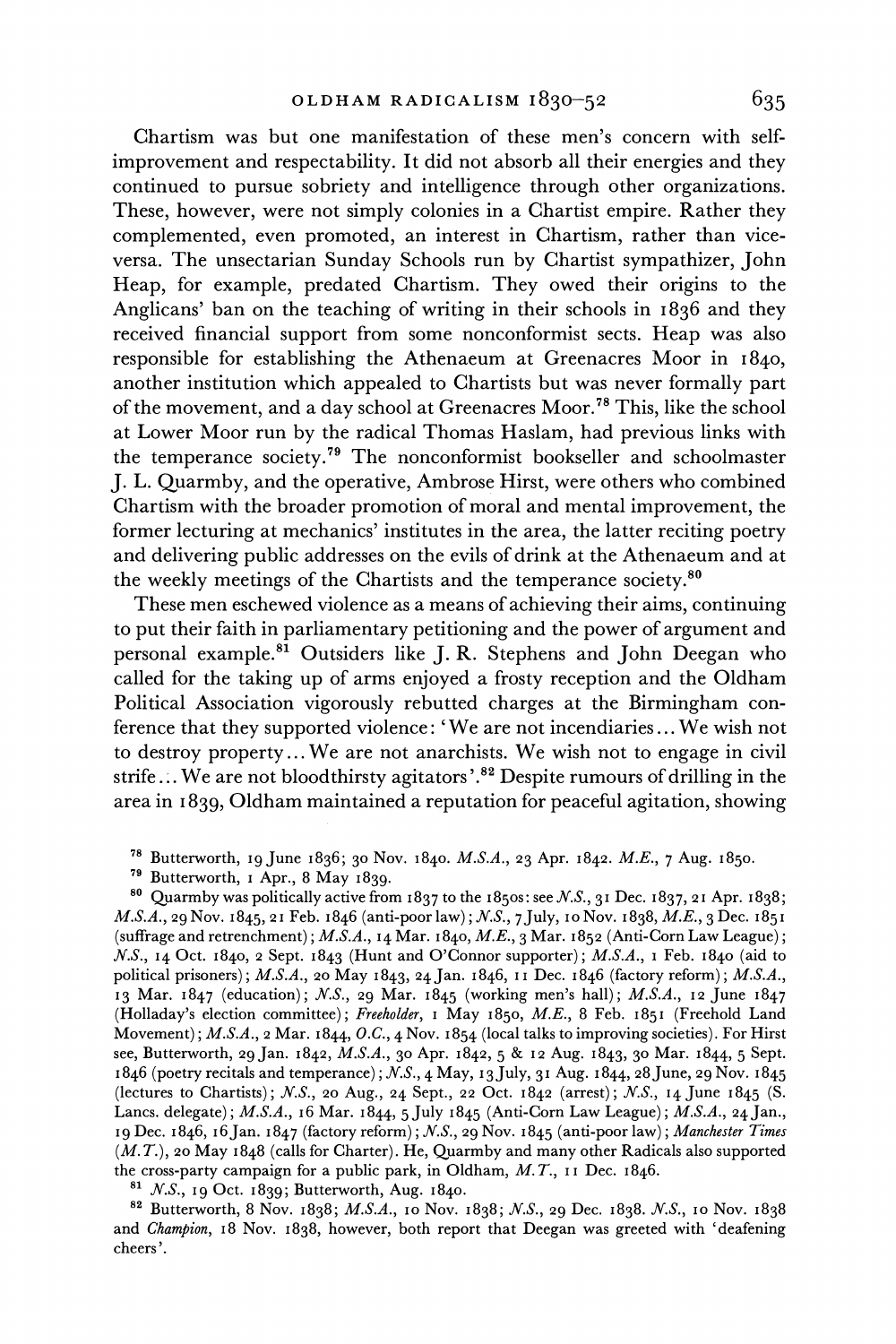Chartism was but one manifestation of these men's concern with self-improvement and respectability. It did not absorb all their energies and they continued to pursue sobriety and intelligence through other organizations. These, however, were not simply colonies in a Chartist empire. Rather they complemented, even promoted, an interest in Chartism, rather than vice-versa. The unsectarian Sunday Schools run by Chartist sympathizer, John Heap, for example, predated Chartism. They owed their origins to the Anglicans' ban on the teaching of writing in their schools in 1836 and they received financial support from some nonconformist sects. Heap was also responsible for establishing the Athenaeum at Greenacres Moor in 1840, another institution which appealed to Chartists but was never formally part of the movement, and a day school at Greenacres Moor.[78] This, like the school at Lower Moor run by the radical Thomas Haslam, had previous links with the temperance society.[79] The nonconformist bookseller and schoolmaster J. L. Quarmby, and the operative, Ambrose Hirst, were others who combined Chartism with the broader promotion of moral and mental improvement, the former lecturing at mechanics' institutes in the area, the latter reciting poetry and delivering public addresses on the evils of drink at the Athenaeum and at the weekly meetings of the Chartists and the temperance society.[80]

These men eschewed violence as a means of achieving their aims, continuing to put their faith in parliamentary petitioning and the power of argument and personal example.[81] Outsiders like J. R. Stephens and John Deegan who called for the taking up of arms enjoyed a frosty reception and the Oldham Political Association vigorously rebutted charges at the Birmingham conference that they supported violence: 'We are not incendiaries... We wish not to destroy property... We are not anarchists. We wish not to engage in civil strife... We are not bloodthirsty agitators'.[82] Despite rumours of drilling in the area in 1839, Oldham maintained a reputation for peaceful agitation, showing

[78] Butterworth, 19 June 1836; 30 Nov. 1840. *M.S.A.*, 23 Apr. 1842. *M.E.*, 7 Aug. 1850.

[79] Butterworth, 1 Apr., 8 May 1839.

[80] Quarmby was politically active from 1837 to the 1850s: see *N.S.*, 31 Dec. 1837, 21 Apr. 1838; *M.S.A.*, 29 Nov. 1845, 21 Feb. 1846 (anti-poor law); *N.S.*, 7 July, 10 Nov. 1838, *M.E.*, 3 Dec. 1851 (suffrage and retrenchment); *M.S.A.*, 14 Mar. 1840, *M.E.*, 3 Mar. 1852 (Anti-Corn Law League); *N.S.*, 14 Oct. 1840, 2 Sept. 1843 (Hunt and O'Connor supporter); *M.S.A.*, 1 Feb. 1840 (aid to political prisoners); *M.S.A.*, 20 May 1843, 24 Jan. 1846, 11 Dec. 1846 (factory reform); *M.S.A.*, 13 Mar. 1847 (education); *N.S.*, 29 Mar. 1845 (working men's hall); *M.S.A.*, 12 June 1847 (Holladay's election committee); *Freeholder*, 1 May 1850, *M.E.*, 8 Feb. 1851 (Freehold Land Movement); *M.S.A.*, 2 Mar. 1844, *O.C.*, 4 Nov. 1854 (local talks to improving societies). For Hirst see, Butterworth, 29 Jan. 1842, *M.S.A.*, 30 Apr. 1842, 5 & 12 Aug. 1843, 30 Mar. 1844, 5 Sept. 1846 (poetry recitals and temperance); *N.S.*, 4 May, 13 July, 31 Aug. 1844, 28 June, 29 Nov. 1845 (lectures to Chartists); *N.S.*, 20 Aug., 24 Sept., 22 Oct. 1842 (arrest); *N.S.*, 14 June 1845 (S. Lancs. delegate); *M.S.A.*, 16 Mar. 1844, 5 July 1845 (Anti-Corn Law League); *M.S.A.*, 24 Jan., 19 Dec. 1846, 16 Jan. 1847 (factory reform); *N.S.*, 29 Nov. 1845 (anti-poor law); *Manchester Times* (*M.T.*), 20 May 1848 (calls for Charter). He, Quarmby and many other Radicals also supported the cross-party campaign for a public park, in Oldham, *M.T.*, 11 Dec. 1846.

[81] *N.S.*, 19 Oct. 1839; Butterworth, Aug. 1840.

[82] Butterworth, 8 Nov. 1838; *M.S.A.*, 10 Nov. 1838; *N.S.*, 29 Dec. 1838. *N.S.*, 10 Nov. 1838 and *Champion*, 18 Nov. 1838, however, both report that Deegan was greeted with 'deafening cheers'.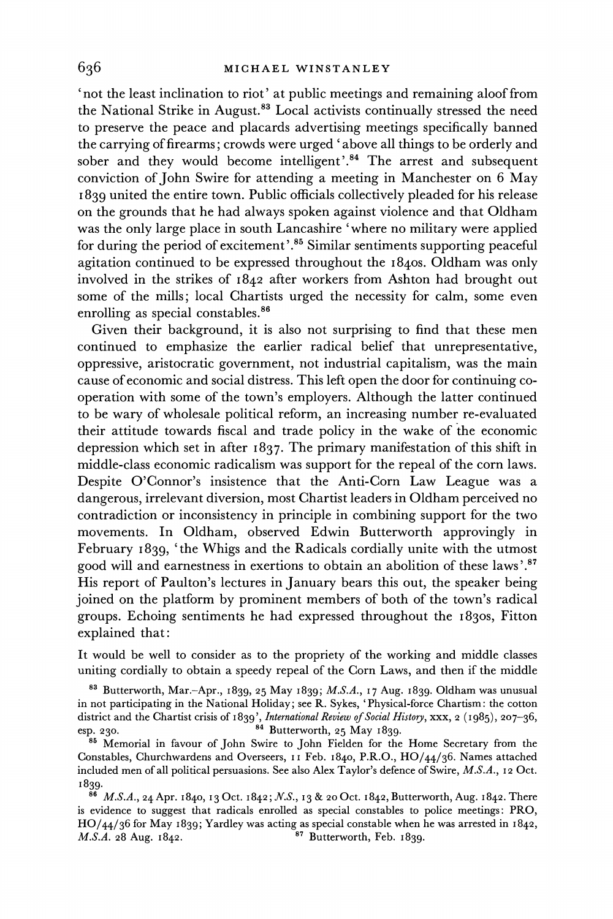'not the least inclination to riot' at public meetings and remaining aloof from the National Strike in August.[83] Local activists continually stressed the need to preserve the peace and placards advertising meetings specifically banned the carrying of firearms; crowds were urged 'above all things to be orderly and sober and they would become intelligent'.[84] The arrest and subsequent conviction of John Swire for attending a meeting in Manchester on 6 May 1839 united the entire town. Public officials collectively pleaded for his release on the grounds that he had always spoken against violence and that Oldham was the only large place in south Lancashire 'where no military were applied for during the period of excitement'.[85] Similar sentiments supporting peaceful agitation continued to be expressed throughout the 1840s. Oldham was only involved in the strikes of 1842 after workers from Ashton had brought out some of the mills; local Chartists urged the necessity for calm, some even enrolling as special constables.[86]

Given their background, it is also not surprising to find that these men continued to emphasize the earlier radical belief that unrepresentative, oppressive, aristocratic government, not industrial capitalism, was the main cause of economic and social distress. This left open the door for continuing co-operation with some of the town's employers. Although the latter continued to be wary of wholesale political reform, an increasing number re-evaluated their attitude towards fiscal and trade policy in the wake of the economic depression which set in after 1837. The primary manifestation of this shift in middle-class economic radicalism was support for the repeal of the corn laws. Despite O'Connor's insistence that the Anti-Corn Law League was a dangerous, irrelevant diversion, most Chartist leaders in Oldham perceived no contradiction or inconsistency in principle in combining support for the two movements. In Oldham, observed Edwin Butterworth approvingly in February 1839, 'the Whigs and the Radicals cordially unite with the utmost good will and earnestness in exertions to obtain an abolition of these laws'.[87] His report of Paulton's lectures in January bears this out, the speaker being joined on the platform by prominent members of both of the town's radical groups. Echoing sentiments he had expressed throughout the 1830s, Fitton explained that:

It would be well to consider as to the propriety of the working and middle classes uniting cordially to obtain a speedy repeal of the Corn Laws, and then if the middle

[83] Butterworth, Mar.–Apr., 1839, 25 May 1839; *M.S.A.*, 17 Aug. 1839. Oldham was unusual in not participating in the National Holiday; see R. Sykes, 'Physical-force Chartism: the cotton district and the Chartist crisis of 1839', *International Review of Social History*, XXX, 2 (1985), 207–36, esp. 230.

[84] Butterworth, 25 May 1839.

[85] Memorial in favour of John Swire to John Fielden for the Home Secretary from the Constables, Churchwardens and Overseers, 11 Feb. 1840, P.R.O., HO/44/36. Names attached included men of all political persuasions. See also Alex Taylor's defence of Swire, *M.S.A.*, 12 Oct. 1839.

[86] *M.S.A.*, 24 Apr. 1840, 13 Oct. 1842; *N.S.*, 13 & 20 Oct. 1842, Butterworth, Aug. 1842. There is evidence to suggest that radicals enrolled as special constables to police meetings: PRO, HO/44/36 for May 1839; Yardley was acting as special constable when he was arrested in 1842, *M.S.A.* 28 Aug. 1842.

[87] Butterworth, Feb. 1839.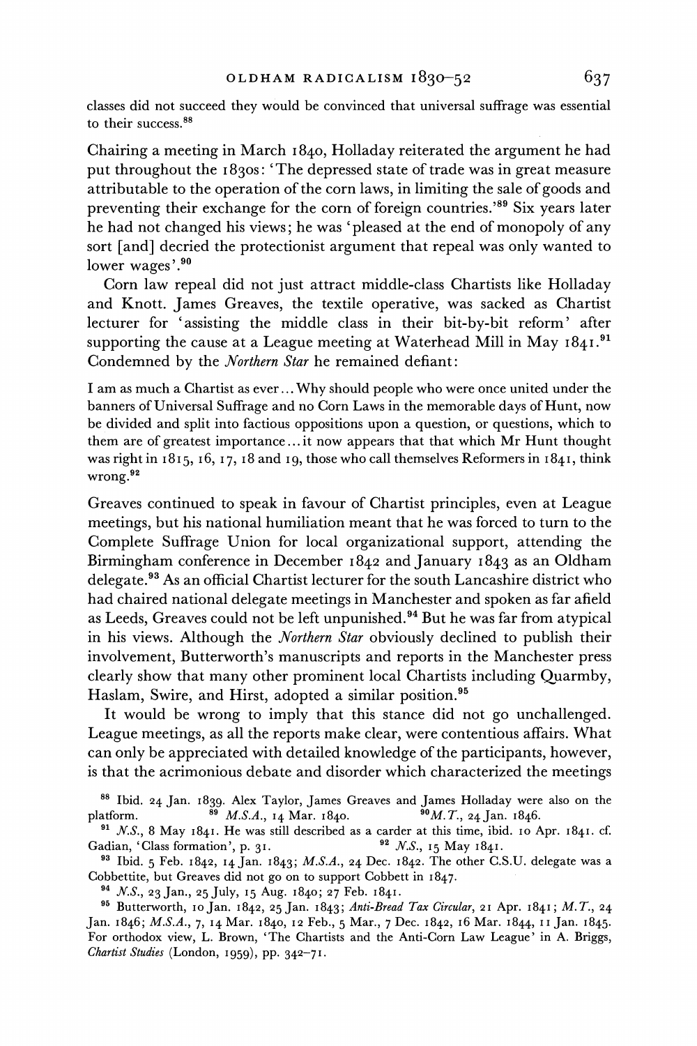classes did not succeed they would be convinced that universal suffrage was essential to their success.[88]

Chairing a meeting in March 1840, Holladay reiterated the argument he had put throughout the 1830s: 'The depressed state of trade was in great measure attributable to the operation of the corn laws, in limiting the sale of goods and preventing their exchange for the corn of foreign countries.'[89] Six years later he had not changed his views; he was 'pleased at the end of monopoly of any sort [and] decried the protectionist argument that repeal was only wanted to lower wages'.[90]

Corn law repeal did not just attract middle-class Chartists like Holladay and Knott. James Greaves, the textile operative, was sacked as Chartist lecturer for 'assisting the middle class in their bit-by-bit reform' after supporting the cause at a League meeting at Waterhead Mill in May 1841.[91] Condemned by the *Northern Star* he remained defiant:

> I am as much a Chartist as ever... Why should people who were once united under the banners of Universal Suffrage and no Corn Laws in the memorable days of Hunt, now be divided and split into factious oppositions upon a question, or questions, which to them are of greatest importance... it now appears that that which Mr Hunt thought was right in 1815, 16, 17, 18 and 19, those who call themselves Reformers in 1841, think wrong.[92]

Greaves continued to speak in favour of Chartist principles, even at League meetings, but his national humiliation meant that he was forced to turn to the Complete Suffrage Union for local organizational support, attending the Birmingham conference in December 1842 and January 1843 as an Oldham delegate.[93] As an official Chartist lecturer for the south Lancashire district who had chaired national delegate meetings in Manchester and spoken as far afield as Leeds, Greaves could not be left unpunished.[94] But he was far from atypical in his views. Although the *Northern Star* obviously declined to publish their involvement, Butterworth's manuscripts and reports in the Manchester press clearly show that many other prominent local Chartists including Quarmby, Haslam, Swire, and Hirst, adopted a similar position.[95]

It would be wrong to imply that this stance did not go unchallenged. League meetings, as all the reports make clear, were contentious affairs. What can only be appreciated with detailed knowledge of the participants, however, is that the acrimonious debate and disorder which characterized the meetings

---

[88] Ibid. 24 Jan. 1839. Alex Taylor, James Greaves and James Holladay were also on the platform. [89] *M.S.A.*, 14 Mar. 1840. [90] *M.T.*, 24 Jan. 1846.

[91] *N.S.*, 8 May 1841. He was still described as a carder at this time, ibid. 10 Apr. 1841. cf. Gadian, 'Class formation', p. 31. [92] *N.S.*, 15 May 1841.

[93] Ibid. 5 Feb. 1842, 14 Jan. 1843; *M.S.A.*, 24 Dec. 1842. The other C.S.U. delegate was a Cobbettite, but Greaves did not go on to support Cobbett in 1847.

[94] *N.S.*, 23 Jan., 25 July, 15 Aug. 1840; 27 Feb. 1841.

[95] Butterworth, 10 Jan. 1842, 25 Jan. 1843; *Anti-Bread Tax Circular*, 21 Apr. 1841; *M.T.*, 24 Jan. 1846; *M.S.A.*, 7, 14 Mar. 1840, 12 Feb., 5 Mar., 7 Dec. 1842, 16 Mar. 1844, 11 Jan. 1845. For orthodox view, L. Brown, 'The Chartists and the Anti-Corn Law League' in A. Briggs, *Chartist Studies* (London, 1959), pp. 342–71.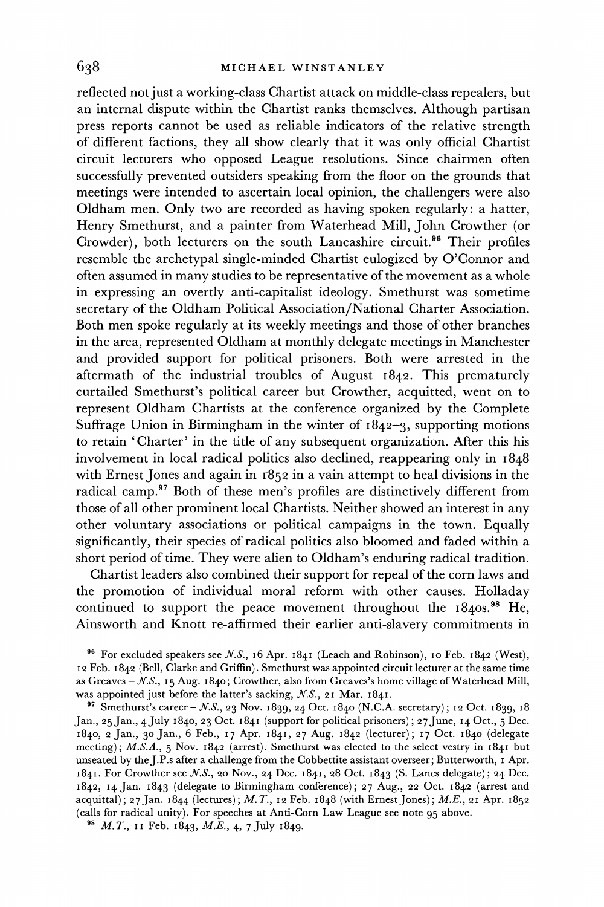reflected not just a working-class Chartist attack on middle-class repealers, but an internal dispute within the Chartist ranks themselves. Although partisan press reports cannot be used as reliable indicators of the relative strength of different factions, they all show clearly that it was only official Chartist circuit lecturers who opposed League resolutions. Since chairmen often successfully prevented outsiders speaking from the floor on the grounds that meetings were intended to ascertain local opinion, the challengers were also Oldham men. Only two are recorded as having spoken regularly: a hatter, Henry Smethurst, and a painter from Waterhead Mill, John Crowther (or Crowder), both lecturers on the south Lancashire circuit.[96] Their profiles resemble the archetypal single-minded Chartist eulogized by O'Connor and often assumed in many studies to be representative of the movement as a whole in expressing an overtly anti-capitalist ideology. Smethurst was sometime secretary of the Oldham Political Association/National Charter Association. Both men spoke regularly at its weekly meetings and those of other branches in the area, represented Oldham at monthly delegate meetings in Manchester and provided support for political prisoners. Both were arrested in the aftermath of the industrial troubles of August 1842. This prematurely curtailed Smethurst's political career but Crowther, acquitted, went on to represent Oldham Chartists at the conference organized by the Complete Suffrage Union in Birmingham in the winter of 1842–3, supporting motions to retain 'Charter' in the title of any subsequent organization. After this his involvement in local radical politics also declined, reappearing only in 1848 with Ernest Jones and again in 1852 in a vain attempt to heal divisions in the radical camp.[97] Both of these men's profiles are distinctively different from those of all other prominent local Chartists. Neither showed an interest in any other voluntary associations or political campaigns in the town. Equally significantly, their species of radical politics also bloomed and faded within a short period of time. They were alien to Oldham's enduring radical tradition.

Chartist leaders also combined their support for repeal of the corn laws and the promotion of individual moral reform with other causes. Holladay continued to support the peace movement throughout the 1840s.[98] He, Ainsworth and Knott re-affirmed their earlier anti-slavery commitments in

[96] For excluded speakers see *N.S.*, 16 Apr. 1841 (Leach and Robinson), 10 Feb. 1842 (West), 12 Feb. 1842 (Bell, Clarke and Griffin). Smethurst was appointed circuit lecturer at the same time as Greaves – *N.S.*, 15 Aug. 1840; Crowther, also from Greaves's home village of Waterhead Mill, was appointed just before the latter's sacking, *N.S.*, 21 Mar. 1841.

[97] Smethurst's career – *N.S.*, 23 Nov. 1839, 24 Oct. 1840 (N.C.A. secretary); 12 Oct. 1839, 18 Jan., 25 Jan., 4 July 1840, 23 Oct. 1841 (support for political prisoners); 27 June, 14 Oct., 5 Dec. 1840, 2 Jan., 30 Jan., 6 Feb., 17 Apr. 1841, 27 Aug. 1842 (lecturer); 17 Oct. 1840 (delegate meeting); *M.S.A.*, 5 Nov. 1842 (arrest). Smethurst was elected to the select vestry in 1841 but unseated by the J.P.s after a challenge from the Cobbettite assistant overseer; Butterworth, 1 Apr. 1841. For Crowther see *N.S.*, 20 Nov., 24 Dec. 1841, 28 Oct. 1843 (S. Lancs delegate); 24 Dec. 1842, 14 Jan. 1843 (delegate to Birmingham conference); 27 Aug., 22 Oct. 1842 (arrest and acquittal); 27 Jan. 1844 (lectures); *M.T.*, 12 Feb. 1848 (with Ernest Jones); *M.E.*, 21 Apr. 1852 (calls for radical unity). For speeches at Anti-Corn Law League see note 95 above.

[98] *M.T.*, 11 Feb. 1843, *M.E.*, 4, 7 July 1849.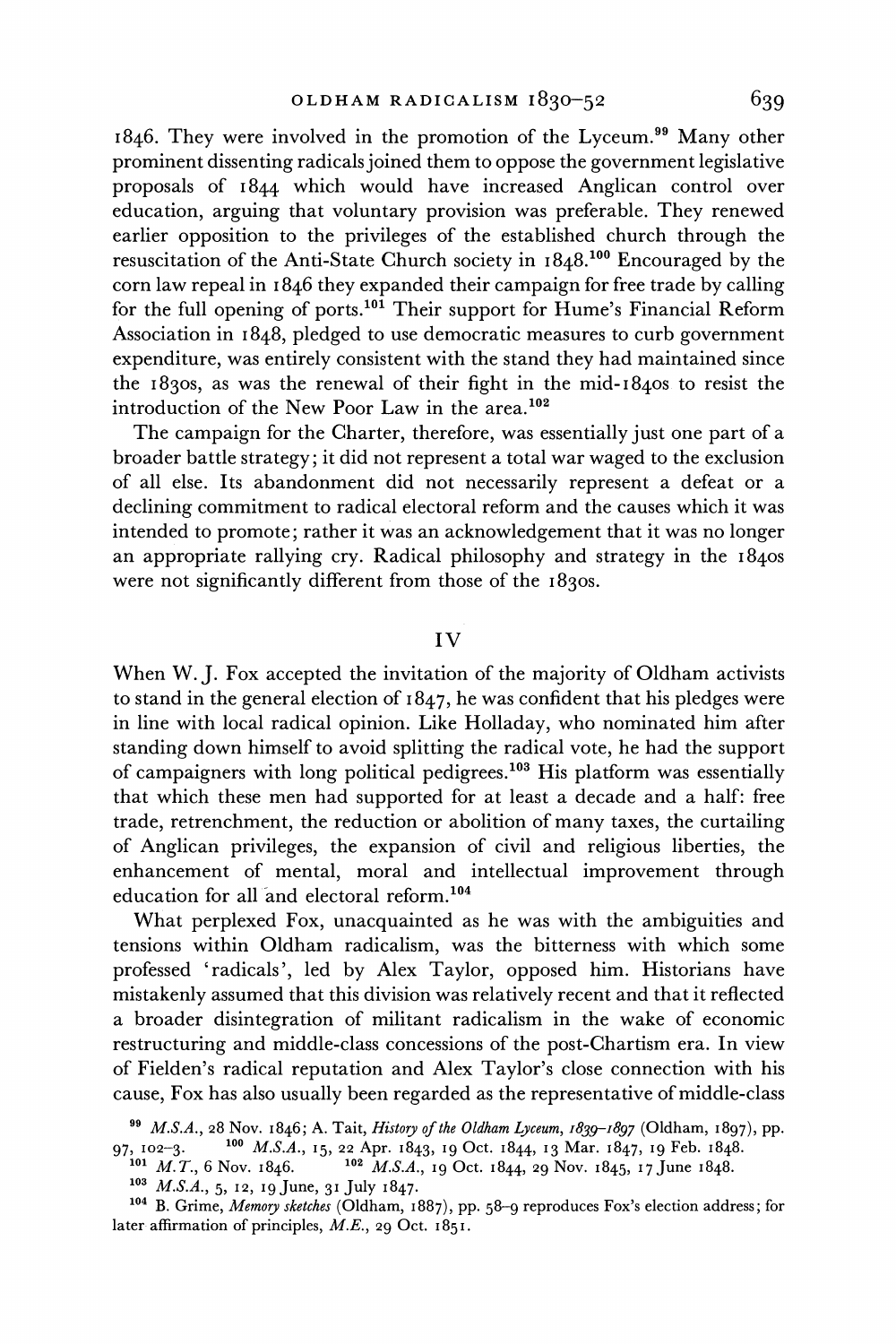1846. They were involved in the promotion of the Lyceum.[99] Many other prominent dissenting radicals joined them to oppose the government legislative proposals of 1844 which would have increased Anglican control over education, arguing that voluntary provision was preferable. They renewed earlier opposition to the privileges of the established church through the resuscitation of the Anti-State Church society in 1848.[100] Encouraged by the corn law repeal in 1846 they expanded their campaign for free trade by calling for the full opening of ports.[101] Their support for Hume's Financial Reform Association in 1848, pledged to use democratic measures to curb government expenditure, was entirely consistent with the stand they had maintained since the 1830s, as was the renewal of their fight in the mid-1840s to resist the introduction of the New Poor Law in the area.[102]

The campaign for the Charter, therefore, was essentially just one part of a broader battle strategy; it did not represent a total war waged to the exclusion of all else. Its abandonment did not necessarily represent a defeat or a declining commitment to radical electoral reform and the causes which it was intended to promote; rather it was an acknowledgement that it was no longer an appropriate rallying cry. Radical philosophy and strategy in the 1840s were not significantly different from those of the 1830s.

## IV

When W. J. Fox accepted the invitation of the majority of Oldham activists to stand in the general election of 1847, he was confident that his pledges were in line with local radical opinion. Like Holladay, who nominated him after standing down himself to avoid splitting the radical vote, he had the support of campaigners with long political pedigrees.[103] His platform was essentially that which these men had supported for at least a decade and a half: free trade, retrenchment, the reduction or abolition of many taxes, the curtailing of Anglican privileges, the expansion of civil and religious liberties, the enhancement of mental, moral and intellectual improvement through education for all and electoral reform.[104]

What perplexed Fox, unacquainted as he was with the ambiguities and tensions within Oldham radicalism, was the bitterness with which some professed 'radicals', led by Alex Taylor, opposed him. Historians have mistakenly assumed that this division was relatively recent and that it reflected a broader disintegration of militant radicalism in the wake of economic restructuring and middle-class concessions of the post-Chartism era. In view of Fielden's radical reputation and Alex Taylor's close connection with his cause, Fox has also usually been regarded as the representative of middle-class

---

[99] *M.S.A.*, 28 Nov. 1846; A. Tait, *History of the Oldham Lyceum, 1839–1897* (Oldham, 1897), pp. 97, 102–3.

[100] *M.S.A.*, 15, 22 Apr. 1843, 19 Oct. 1844, 13 Mar. 1847, 19 Feb. 1848.

[101] *M.T.*, 6 Nov. 1846.

[102] *M.S.A.*, 19 Oct. 1844, 29 Nov. 1845, 17 June 1848.

[103] *M.S.A.*, 5, 12, 19 June, 31 July 1847.

[104] B. Grime, *Memory sketches* (Oldham, 1887), pp. 58–9 reproduces Fox's election address; for later affirmation of principles, *M.E.*, 29 Oct. 1851.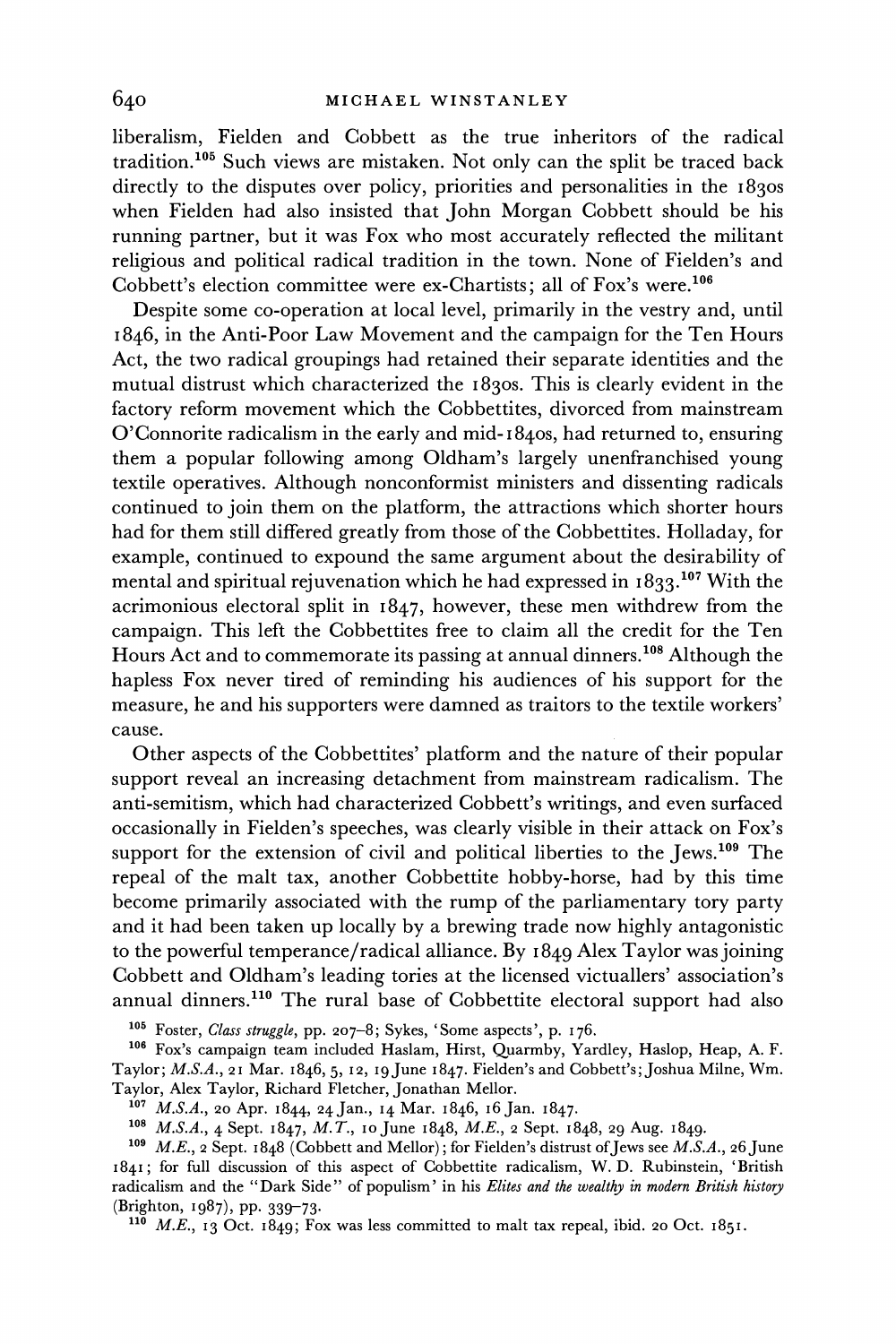liberalism, Fielden and Cobbett as the true inheritors of the radical tradition.[105] Such views are mistaken. Not only can the split be traced back directly to the disputes over policy, priorities and personalities in the 1830s when Fielden had also insisted that John Morgan Cobbett should be his running partner, but it was Fox who most accurately reflected the militant religious and political radical tradition in the town. None of Fielden's and Cobbett's election committee were ex-Chartists; all of Fox's were.[106]

Despite some co-operation at local level, primarily in the vestry and, until 1846, in the Anti-Poor Law Movement and the campaign for the Ten Hours Act, the two radical groupings had retained their separate identities and the mutual distrust which characterized the 1830s. This is clearly evident in the factory reform movement which the Cobbettites, divorced from mainstream O'Connorite radicalism in the early and mid-1840s, had returned to, ensuring them a popular following among Oldham's largely unenfranchised young textile operatives. Although nonconformist ministers and dissenting radicals continued to join them on the platform, the attractions which shorter hours had for them still differed greatly from those of the Cobbettites. Holladay, for example, continued to expound the same argument about the desirability of mental and spiritual rejuvenation which he had expressed in 1833.[107] With the acrimonious electoral split in 1847, however, these men withdrew from the campaign. This left the Cobbettites free to claim all the credit for the Ten Hours Act and to commemorate its passing at annual dinners.[108] Although the hapless Fox never tired of reminding his audiences of his support for the measure, he and his supporters were damned as traitors to the textile workers' cause.

Other aspects of the Cobbettites' platform and the nature of their popular support reveal an increasing detachment from mainstream radicalism. The anti-semitism, which had characterized Cobbett's writings, and even surfaced occasionally in Fielden's speeches, was clearly visible in their attack on Fox's support for the extension of civil and political liberties to the Jews.[109] The repeal of the malt tax, another Cobbettite hobby-horse, had by this time become primarily associated with the rump of the parliamentary tory party and it had been taken up locally by a brewing trade now highly antagonistic to the powerful temperance/radical alliance. By 1849 Alex Taylor was joining Cobbett and Oldham's leading tories at the licensed victuallers' association's annual dinners.[110] The rural base of Cobbettite electoral support had also

[105] Foster, *Class struggle*, pp. 207–8; Sykes, 'Some aspects', p. 176.

[106] Fox's campaign team included Haslam, Hirst, Quarmby, Yardley, Haslop, Heap, A. F. Taylor; *M.S.A.*, 21 Mar. 1846, 5, 12, 19 June 1847. Fielden's and Cobbett's; Joshua Milne, Wm. Taylor, Alex Taylor, Richard Fletcher, Jonathan Mellor.

[107] *M.S.A.*, 20 Apr. 1844, 24 Jan., 14 Mar. 1846, 16 Jan. 1847.

[108] *M.S.A.*, 4 Sept. 1847, *M.T.*, 10 June 1848, *M.E.*, 2 Sept. 1848, 29 Aug. 1849.

[109] *M.E.*, 2 Sept. 1848 (Cobbett and Mellor); for Fielden's distrust of Jews see *M.S.A.*, 26 June 1841; for full discussion of this aspect of Cobbettite radicalism, W. D. Rubinstein, 'British radicalism and the "Dark Side" of populism' in his *Elites and the wealthy in modern British history* (Brighton, 1987), pp. 339–73.

[110] *M.E.*, 13 Oct. 1849; Fox was less committed to malt tax repeal, ibid. 20 Oct. 1851.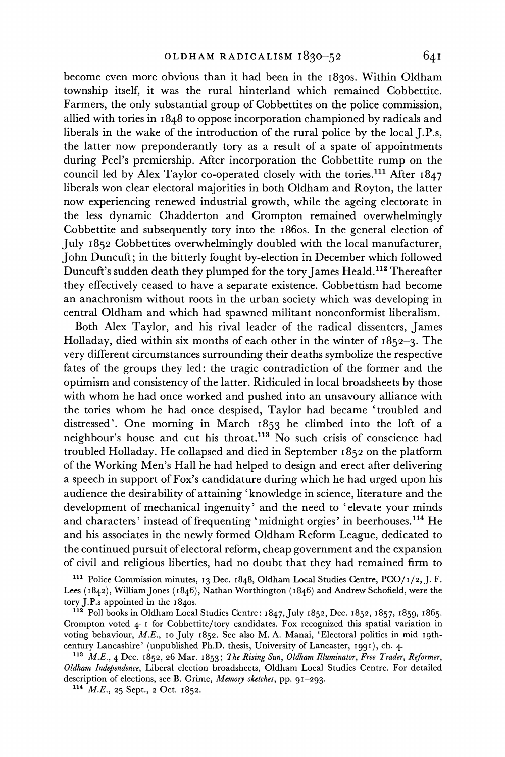become even more obvious than it had been in the 1830s. Within Oldham township itself, it was the rural hinterland which remained Cobbettite. Farmers, the only substantial group of Cobbettites on the police commission, allied with tories in 1848 to oppose incorporation championed by radicals and liberals in the wake of the introduction of the rural police by the local J.P.s, the latter now preponderantly tory as a result of a spate of appointments during Peel's premiership. After incorporation the Cobbettite rump on the council led by Alex Taylor co-operated closely with the tories.[111] After 1847 liberals won clear electoral majorities in both Oldham and Royton, the latter now experiencing renewed industrial growth, while the ageing electorate in the less dynamic Chadderton and Crompton remained overwhelmingly Cobbettite and subsequently tory into the 1860s. In the general election of July 1852 Cobbettites overwhelmingly doubled with the local manufacturer, John Duncuft; in the bitterly fought by-election in December which followed Duncuft's sudden death they plumped for the tory James Heald.[112] Thereafter they effectively ceased to have a separate existence. Cobbettism had become an anachronism without roots in the urban society which was developing in central Oldham and which had spawned militant nonconformist liberalism.

Both Alex Taylor, and his rival leader of the radical dissenters, James Holladay, died within six months of each other in the winter of 1852–3. The very different circumstances surrounding their deaths symbolize the respective fates of the groups they led: the tragic contradiction of the former and the optimism and consistency of the latter. Ridiculed in local broadsheets by those with whom he had once worked and pushed into an unsavoury alliance with the tories whom he had once despised, Taylor had became 'troubled and distressed'. One morning in March 1853 he climbed into the loft of a neighbour's house and cut his throat.[113] No such crisis of conscience had troubled Holladay. He collapsed and died in September 1852 on the platform of the Working Men's Hall he had helped to design and erect after delivering a speech in support of Fox's candidature during which he had urged upon his audience the desirability of attaining 'knowledge in science, literature and the development of mechanical ingenuity' and the need to 'elevate your minds and characters' instead of frequenting 'midnight orgies' in beerhouses.[114] He and his associates in the newly formed Oldham Reform League, dedicated to the continued pursuit of electoral reform, cheap government and the expansion of civil and religious liberties, had no doubt that they had remained firm to

[111] Police Commission minutes, 13 Dec. 1848, Oldham Local Studies Centre, PCO/1/2, J. F. Lees (1842), William Jones (1846), Nathan Worthington (1846) and Andrew Schofield, were the tory J.P.s appointed in the 1840s.

[112] Poll books in Oldham Local Studies Centre: 1847, July 1852, Dec. 1852, 1857, 1859, 1865. Crompton voted 4–1 for Cobbettite/tory candidates. Fox recognized this spatial variation in voting behaviour, *M.E.*, 10 July 1852. See also M. A. Manai, 'Electoral politics in mid 19th-century Lancashire' (unpublished Ph.D. thesis, University of Lancaster, 1991), ch. 4.

[113] *M.E.*, 4 Dec. 1852, 26 Mar. 1853; *The Rising Sun*, *Oldham Illuminator*, *Free Trader*, *Reformer*, *Oldham Independence*, Liberal election broadsheets, Oldham Local Studies Centre. For detailed description of elections, see B. Grime, *Memory sketches*, pp. 91–293.

[114] *M.E.*, 25 Sept., 2 Oct. 1852.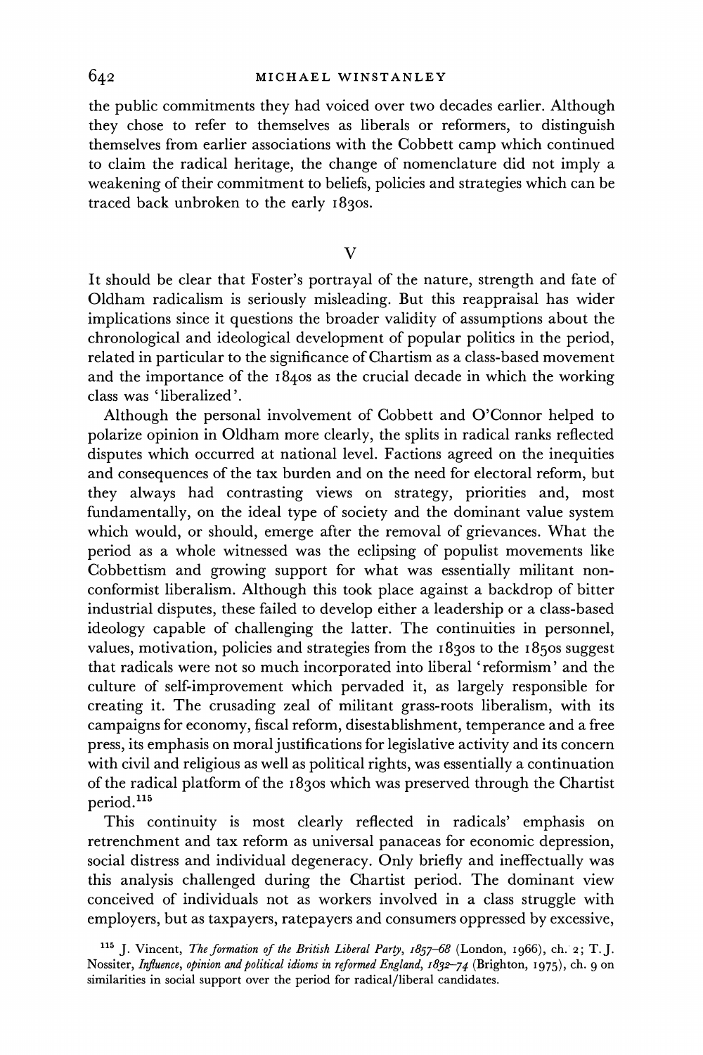the public commitments they had voiced over two decades earlier. Although they chose to refer to themselves as liberals or reformers, to distinguish themselves from earlier associations with the Cobbett camp which continued to claim the radical heritage, the change of nomenclature did not imply a weakening of their commitment to beliefs, policies and strategies which can be traced back unbroken to the early 1830s.

## V

It should be clear that Foster's portrayal of the nature, strength and fate of Oldham radicalism is seriously misleading. But this reappraisal has wider implications since it questions the broader validity of assumptions about the chronological and ideological development of popular politics in the period, related in particular to the significance of Chartism as a class-based movement and the importance of the 1840s as the crucial decade in which the working class was 'liberalized'.

Although the personal involvement of Cobbett and O'Connor helped to polarize opinion in Oldham more clearly, the splits in radical ranks reflected disputes which occurred at national level. Factions agreed on the inequities and consequences of the tax burden and on the need for electoral reform, but they always had contrasting views on strategy, priorities and, most fundamentally, on the ideal type of society and the dominant value system which would, or should, emerge after the removal of grievances. What the period as a whole witnessed was the eclipsing of populist movements like Cobbettism and growing support for what was essentially militant nonconformist liberalism. Although this took place against a backdrop of bitter industrial disputes, these failed to develop either a leadership or a class-based ideology capable of challenging the latter. The continuities in personnel, values, motivation, policies and strategies from the 1830s to the 1850s suggest that radicals were not so much incorporated into liberal 'reformism' and the culture of self-improvement which pervaded it, as largely responsible for creating it. The crusading zeal of militant grass-roots liberalism, with its campaigns for economy, fiscal reform, disestablishment, temperance and a free press, its emphasis on moral justifications for legislative activity and its concern with civil and religious as well as political rights, was essentially a continuation of the radical platform of the 1830s which was preserved through the Chartist period.[115]

This continuity is most clearly reflected in radicals' emphasis on retrenchment and tax reform as universal panaceas for economic depression, social distress and individual degeneracy. Only briefly and ineffectually was this analysis challenged during the Chartist period. The dominant view conceived of individuals not as workers involved in a class struggle with employers, but as taxpayers, ratepayers and consumers oppressed by excessive,

[115] J. Vincent, *The formation of the British Liberal Party, 1857–68* (London, 1966), ch. 2; T. J. Nossiter, *Influence, opinion and political idioms in reformed England, 1832–74* (Brighton, 1975), ch. 9 on similarities in social support over the period for radical/liberal candidates.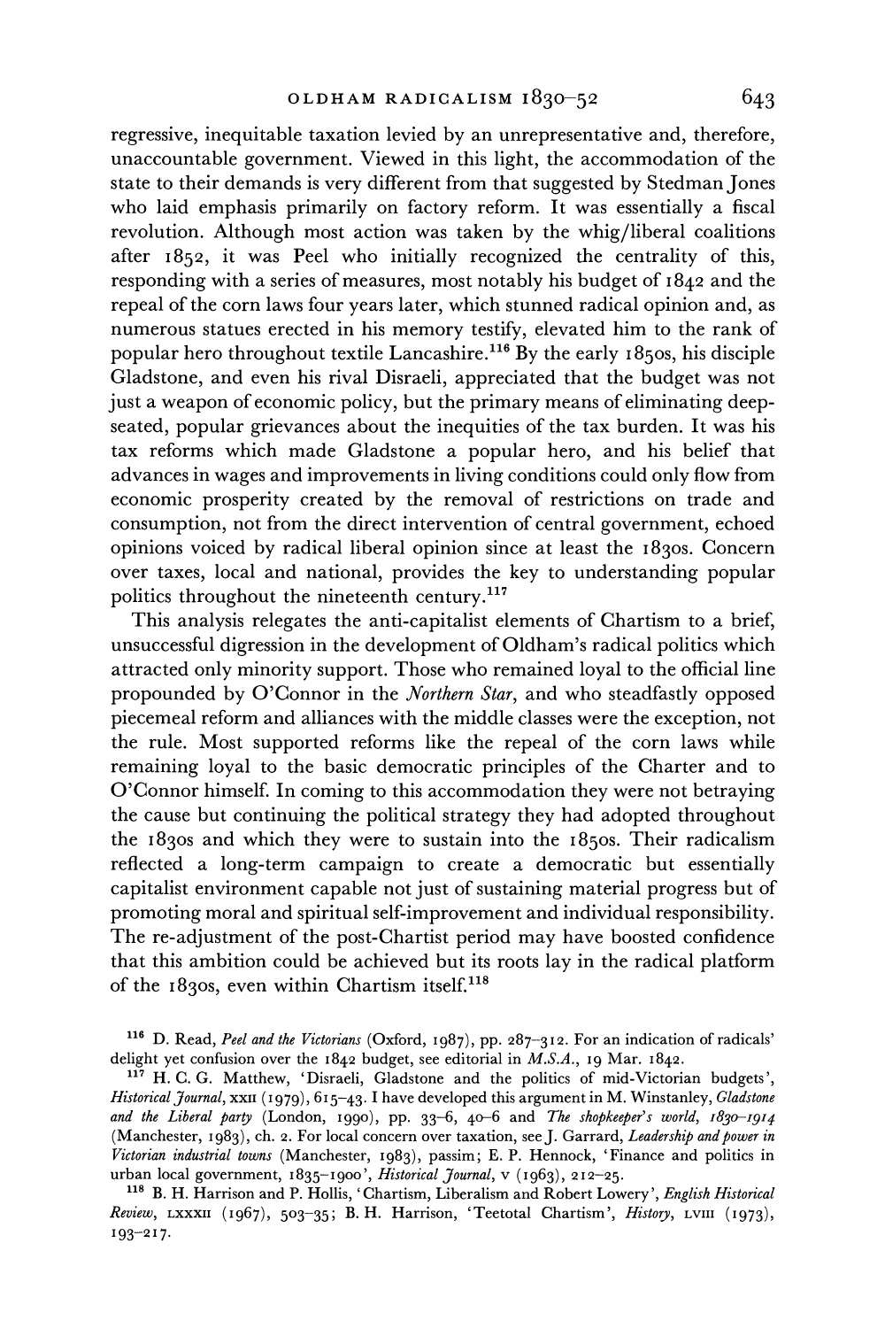regressive, inequitable taxation levied by an unrepresentative and, therefore, unaccountable government. Viewed in this light, the accommodation of the state to their demands is very different from that suggested by Stedman Jones who laid emphasis primarily on factory reform. It was essentially a fiscal revolution. Although most action was taken by the whig/liberal coalitions after 1852, it was Peel who initially recognized the centrality of this, responding with a series of measures, most notably his budget of 1842 and the repeal of the corn laws four years later, which stunned radical opinion and, as numerous statues erected in his memory testify, elevated him to the rank of popular hero throughout textile Lancashire.[116] By the early 1850s, his disciple Gladstone, and even his rival Disraeli, appreciated that the budget was not just a weapon of economic policy, but the primary means of eliminating deep-seated, popular grievances about the inequities of the tax burden. It was his tax reforms which made Gladstone a popular hero, and his belief that advances in wages and improvements in living conditions could only flow from economic prosperity created by the removal of restrictions on trade and consumption, not from the direct intervention of central government, echoed opinions voiced by radical liberal opinion since at least the 1830s. Concern over taxes, local and national, provides the key to understanding popular politics throughout the nineteenth century.[117]

This analysis relegates the anti-capitalist elements of Chartism to a brief, unsuccessful digression in the development of Oldham's radical politics which attracted only minority support. Those who remained loyal to the official line propounded by O'Connor in the *Northern Star*, and who steadfastly opposed piecemeal reform and alliances with the middle classes were the exception, not the rule. Most supported reforms like the repeal of the corn laws while remaining loyal to the basic democratic principles of the Charter and to O'Connor himself. In coming to this accommodation they were not betraying the cause but continuing the political strategy they had adopted throughout the 1830s and which they were to sustain into the 1850s. Their radicalism reflected a long-term campaign to create a democratic but essentially capitalist environment capable not just of sustaining material progress but of promoting moral and spiritual self-improvement and individual responsibility. The re-adjustment of the post-Chartist period may have boosted confidence that this ambition could be achieved but its roots lay in the radical platform of the 1830s, even within Chartism itself.[118]

[116] D. Read, *Peel and the Victorians* (Oxford, 1987), pp. 287–312. For an indication of radicals' delight yet confusion over the 1842 budget, see editorial in *M.S.A.*, 19 Mar. 1842.

[117] H. C. G. Matthew, 'Disraeli, Gladstone and the politics of mid-Victorian budgets', *Historical Journal*, XXII (1979), 615–43. I have developed this argument in M. Winstanley, *Gladstone and the Liberal party* (London, 1990), pp. 33–6, 40–6 and *The shopkeeper's world, 1830–1914* (Manchester, 1983), ch. 2. For local concern over taxation, see J. Garrard, *Leadership and power in Victorian industrial towns* (Manchester, 1983), passim; E. P. Hennock, 'Finance and politics in urban local government, 1835–1900', *Historical Journal*, V (1963), 212–25.

[118] B. H. Harrison and P. Hollis, 'Chartism, Liberalism and Robert Lowery', *English Historical Review*, LXXXII (1967), 503–35; B. H. Harrison, 'Teetotal Chartism', *History*, LVIII (1973), 193–217.